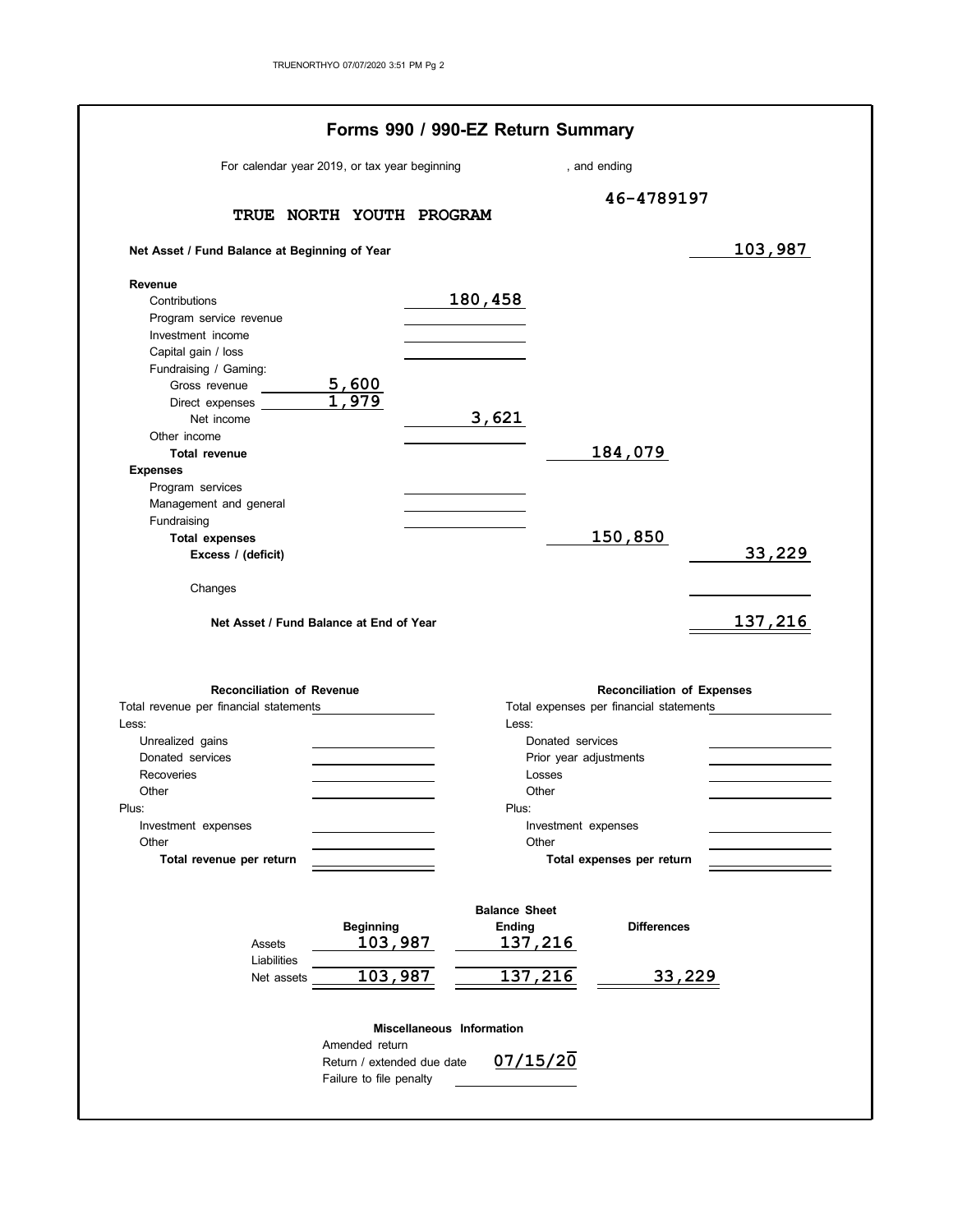# Forms 990 / 990-EZ Return Summary

For calendar year 2019, or tax year beginning , and ending

**TRUE NORTH YOUTH PROGRAM** 46-4789197

**Net Asset / Fund Balance at Beginning of Year** 103,987

| | | | | |
|---|---|---|---|---|
| **Revenue** | | | | |
| Contributions | | 180,458 | | |
| Program service revenue | | | | |
| Investment income | | | | |
| Capital gain / loss | | | | |
| Fundraising / Gaming: | | | | |
| Gross revenue | 5,600 | | | |
| Direct expenses | 1,979 | | | |
| Net income | | 3,621 | | |
| Other income | | | | |
| **Total revenue** | | | 184,079 | |
| **Expenses** | | | | |
| Program services | | | | |
| Management and general | | | | |
| Fundraising | | | | |
| **Total expenses** | | | 150,850 | |
| **Excess / (deficit)** | | | | 33,229 |
| Changes | | | | |
| **Net Asset / Fund Balance at End of Year** | | | | 137,216 |

| **Reconciliation of Revenue** | | **Reconciliation of Expenses** | |
|---|---|---|---|
| Total revenue per financial statements | | Total expenses per financial statements | |
| Less: | | Less: | |
| Unrealized gains | | Donated services | |
| Donated services | | Prior year adjustments | |
| Recoveries | | Losses | |
| Other | | Other | |
| Plus: | | Plus: | |
| Investment expenses | | Investment expenses | |
| Other | | Other | |
| **Total revenue per return** | | **Total expenses per return** | |

**Balance Sheet**

| | Beginning | Ending | Differences |
|---|---|---|---|
| Assets | 103,987 | 137,216 | |
| Liabilities | | | |
| Net assets | 103,987 | 137,216 | 33,229 |

**Miscellaneous Information**

| | |
|---|---|
| Amended return | |
| Return / extended due date | 07/15/20 |
| Failure to file penalty | |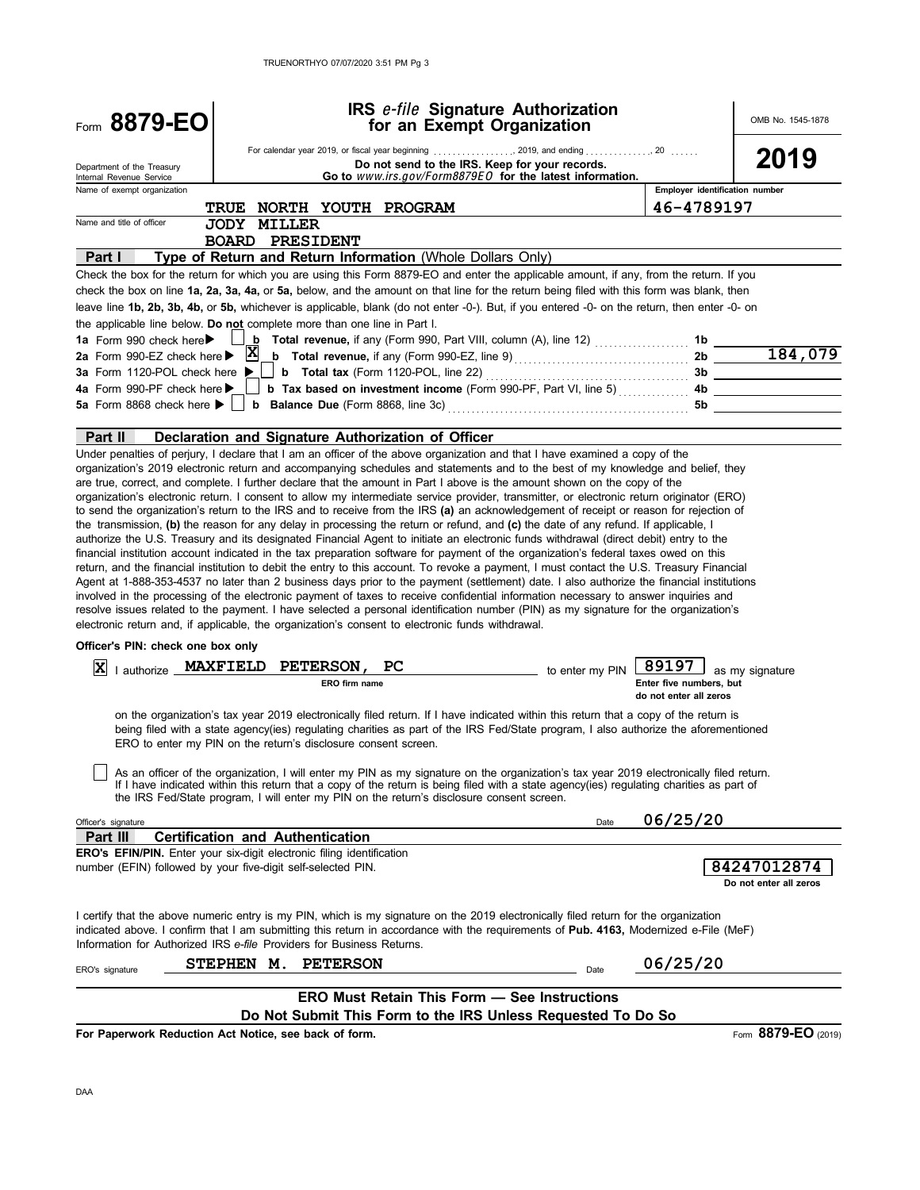Form **8879-EO**

# IRS *e-file* Signature Authorization for an Exempt Organization

OMB No. 1545-1878

For calendar year 2019, or fiscal year beginning .................., 2019, and ending .............., 20 ......

**Do not send to the IRS. Keep for your records.**

**Go to** *www.irs.gov/Form8879EO* **for the latest information.**

**2019**

Department of the Treasury
Internal Revenue Service

Name of exempt organization: **TRUE NORTH YOUTH PROGRAM**

Employer identification number: **46-4789197**

Name and title of officer: **JODY MILLER**
**BOARD PRESIDENT**

## Part I — Type of Return and Return Information (Whole Dollars Only)

Check the box for the return for which you are using this Form 8879-EO and enter the applicable amount, if any, from the return. If you check the box on line **1a, 2a, 3a, 4a,** or **5a,** below, and the amount on that line for the return being filed with this form was blank, then leave line **1b, 2b, 3b, 4b,** or **5b,** whichever is applicable, blank (do not enter -0-). But, if you entered -0- on the return, then enter -0- on the applicable line below. **Do not** complete more than one line in Part I.

| | | | |
|---|---|---|---|
| **1a** Form 990 check here ▶ ☐ | **b Total revenue,** if any (Form 990, Part VIII, column (A), line 12) | **1b** | |
| **2a** Form 990-EZ check here ▶ ☒ | **b Total revenue,** if any (Form 990-EZ, line 9) | **2b** | 184,079 |
| **3a** Form 1120-POL check here ▶ ☐ | **b Total tax** (Form 1120-POL, line 22) | **3b** | |
| **4a** Form 990-PF check here ▶ ☐ | **b Tax based on investment income** (Form 990-PF, Part VI, line 5) | **4b** | |
| **5a** Form 8868 check here ▶ ☐ | **b Balance Due** (Form 8868, line 3c) | **5b** | |

## Part II — Declaration and Signature Authorization of Officer

Under penalties of perjury, I declare that I am an officer of the above organization and that I have examined a copy of the organization's 2019 electronic return and accompanying schedules and statements and to the best of my knowledge and belief, they are true, correct, and complete. I further declare that the amount in Part I above is the amount shown on the copy of the organization's electronic return. I consent to allow my intermediate service provider, transmitter, or electronic return originator (ERO) to send the organization's return to the IRS and to receive from the IRS **(a)** an acknowledgement of receipt or reason for rejection of the transmission, **(b)** the reason for any delay in processing the return or refund, and **(c)** the date of any refund. If applicable, I authorize the U.S. Treasury and its designated Financial Agent to initiate an electronic funds withdrawal (direct debit) entry to the financial institution account indicated in the tax preparation software for payment of the organization's federal taxes owed on this return, and the financial institution to debit the entry to this account. To revoke a payment, I must contact the U.S. Treasury Financial Agent at 1-888-353-4537 no later than 2 business days prior to the payment (settlement) date. I also authorize the financial institutions involved in the processing of the electronic payment of taxes to receive confidential information necessary to answer inquiries and resolve issues related to the payment. I have selected a personal identification number (PIN) as my signature for the organization's electronic return and, if applicable, the organization's consent to electronic funds withdrawal.

**Officer's PIN: check one box only**

☒ I authorize **MAXFIELD PETERSON, PC** (ERO firm name) to enter my PIN **89197** (Enter five numbers, but do not enter all zeros) as my signature on the organization's tax year 2019 electronically filed return. If I have indicated within this return that a copy of the return is being filed with a state agency(ies) regulating charities as part of the IRS Fed/State program, I also authorize the aforementioned ERO to enter my PIN on the return's disclosure consent screen.

☐ As an officer of the organization, I will enter my PIN as my signature on the organization's tax year 2019 electronically filed return. If I have indicated within this return that a copy of the return is being filed with a state agency(ies) regulating charities as part of the IRS Fed/State program, I will enter my PIN on the return's disclosure consent screen.

Officer's signature ______________________ Date **06/25/20**

## Part III — Certification and Authentication

**ERO's EFIN/PIN.** Enter your six-digit electronic filing identification number (EFIN) followed by your five-digit self-selected PIN.

**84247012874**
Do not enter all zeros

I certify that the above numeric entry is my PIN, which is my signature on the 2019 electronically filed return for the organization indicated above. I confirm that I am submitting this return in accordance with the requirements of **Pub. 4163,** Modernized e-File (MeF) Information for Authorized IRS *e-file* Providers for Business Returns.

ERO's signature **STEPHEN M. PETERSON** Date **06/25/20**

**ERO Must Retain This Form — See Instructions**

**Do Not Submit This Form to the IRS Unless Requested To Do So**

**For Paperwork Reduction Act Notice, see back of form.**

Form **8879-EO** (2019)

DAA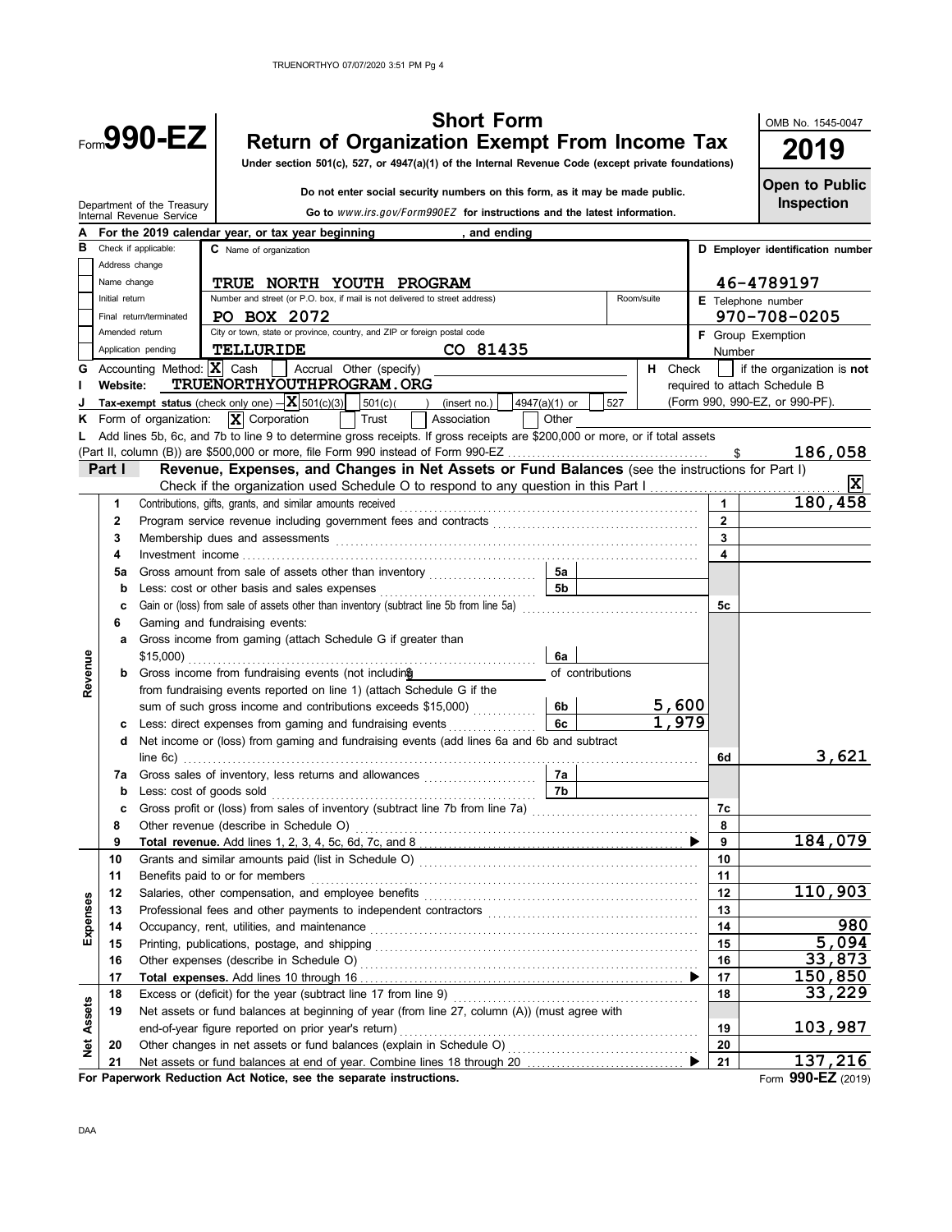# Form 990-EZ

## Short Form
## Return of Organization Exempt From Income Tax

**Under section 501(c), 527, or 4947(a)(1) of the Internal Revenue Code (except private foundations)**

**Do not enter social security numbers on this form, as it may be made public.**

**Go to** *www.irs.gov/Form990EZ* **for instructions and the latest information.**

Department of the Treasury
Internal Revenue Service

OMB No. 1545-0047

**2019**

**Open to Public Inspection**

**A** For the 2019 calendar year, or tax year beginning , and ending

**B** Check if applicable:
- [ ] Address change
- [ ] Name change
- [ ] Initial return
- [ ] Final return/terminated
- [ ] Amended return
- [ ] Application pending

**C** Name of organization: TRUE NORTH YOUTH PROGRAM

Number and street (or P.O. box, if mail is not delivered to street address): PO BOX 2072 | Room/suite:

City or town, state or province, country, and ZIP or foreign postal code: TELLURIDE CO 81435

**D** Employer identification number: 46-4789197

**E** Telephone number: 970-708-0205

**F** Group Exemption Number

**G** Accounting Method: [X] Cash [ ] Accrual Other (specify)

**H** Check [ ] if the organization is **not** required to attach Schedule B (Form 990, 990-EZ, or 990-PF).

**I** Website: TRUENORTHYOUTHPROGRAM.ORG

**J** Tax-exempt status (check only one) – [X] 501(c)(3) [ ] 501(c)( ) (insert no.) [ ] 4947(a)(1) or [ ] 527

**K** Form of organization: [X] Corporation [ ] Trust [ ] Association [ ] Other

**L** Add lines 5b, 6c, and 7b to line 9 to determine gross receipts. If gross receipts are $200,000 or more, or if total assets (Part II, column (B)) are $500,000 or more, file Form 990 instead of Form 990-EZ ........ $ 186,058

### Part I — Revenue, Expenses, and Changes in Net Assets or Fund Balances (see the instructions for Part I)

Check if the organization used Schedule O to respond to any question in this Part I ........ [X]

| Section | Line | Description | | Sub-amount | Line | Amount |
|---|---|---|---|---|---|---|
| Revenue | 1 | Contributions, gifts, grants, and similar amounts received | | | 1 | 180,458 |
| | 2 | Program service revenue including government fees and contracts | | | 2 | |
| | 3 | Membership dues and assessments | | | 3 | |
| | 4 | Investment income | | | 4 | |
| | 5a | Gross amount from sale of assets other than inventory | 5a | | | |
| | b | Less: cost or other basis and sales expenses | 5b | | | |
| | c | Gain or (loss) from sale of assets other than inventory (subtract line 5b from line 5a) | | | 5c | |
| | 6 | Gaming and fundraising events: | | | | |
| | a | Gross income from gaming (attach Schedule G if greater than $15,000) | 6a | | | |
| | b | Gross income from fundraising events (not including $ of contributions from fundraising events reported on line 1) (attach Schedule G if the sum of such gross income and contributions exceeds $15,000) | 6b | 5,600 | | |
| | c | Less: direct expenses from gaming and fundraising events | 6c | 1,979 | | |
| | d | Net income or (loss) from gaming and fundraising events (add lines 6a and 6b and subtract line 6c) | | | 6d | 3,621 |
| | 7a | Gross sales of inventory, less returns and allowances | 7a | | | |
| | b | Less: cost of goods sold | 7b | | | |
| | c | Gross profit or (loss) from sales of inventory (subtract line 7b from line 7a) | | | 7c | |
| | 8 | Other revenue (describe in Schedule O) | | | 8 | |
| | 9 | **Total revenue.** Add lines 1, 2, 3, 4, 5c, 6d, 7c, and 8 | | | 9 | 184,079 |
| Expenses | 10 | Grants and similar amounts paid (list in Schedule O) | | | 10 | |
| | 11 | Benefits paid to or for members | | | 11 | |
| | 12 | Salaries, other compensation, and employee benefits | | | 12 | 110,903 |
| | 13 | Professional fees and other payments to independent contractors | | | 13 | |
| | 14 | Occupancy, rent, utilities, and maintenance | | | 14 | 980 |
| | 15 | Printing, publications, postage, and shipping | | | 15 | 5,094 |
| | 16 | Other expenses (describe in Schedule O) | | | 16 | 33,873 |
| | 17 | **Total expenses.** Add lines 10 through 16 | | | 17 | 150,850 |
| Net Assets | 18 | Excess or (deficit) for the year (subtract line 17 from line 9) | | | 18 | 33,229 |
| | 19 | Net assets or fund balances at beginning of year (from line 27, column (A)) (must agree with end-of-year figure reported on prior year's return) | | | 19 | 103,987 |
| | 20 | Other changes in net assets or fund balances (explain in Schedule O) | | | 20 | |
| | 21 | Net assets or fund balances at end of year. Combine lines 18 through 20 | | | 21 | 137,216 |

**For Paperwork Reduction Act Notice, see the separate instructions.**

Form **990-EZ** (2019)

DAA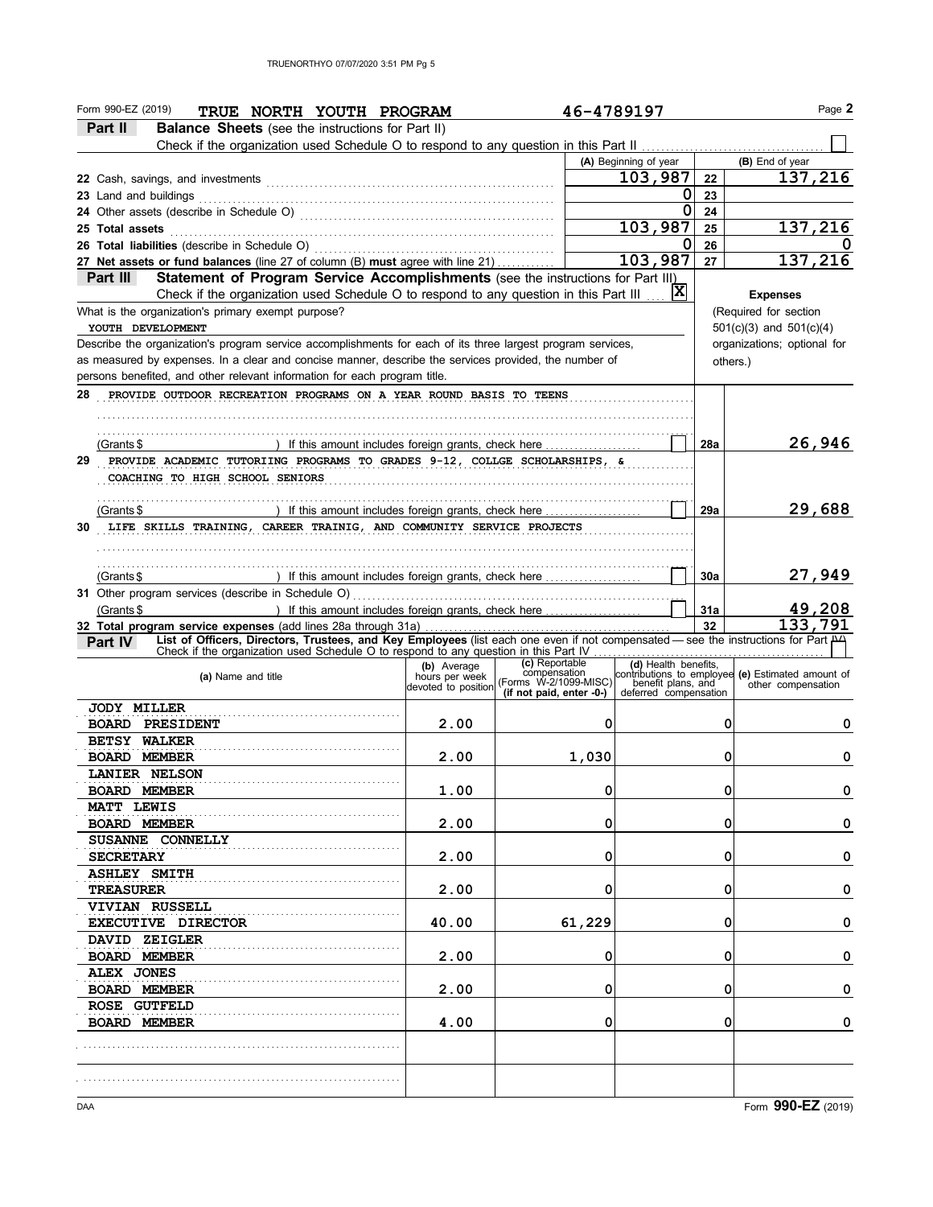Form 990-EZ (2019) **TRUE NORTH YOUTH PROGRAM** 46-4789197 Page **2**

## Part II Balance Sheets (see the instructions for Part II)

Check if the organization used Schedule O to respond to any question in this Part II ☐

| | (A) Beginning of year | | (B) End of year |
|---|---|---|---|
| 22 Cash, savings, and investments | 103,987 | 22 | 137,216 |
| 23 Land and buildings | 0 | 23 | |
| 24 Other assets (describe in Schedule O) | 0 | 24 | |
| 25 Total assets | 103,987 | 25 | 137,216 |
| 26 Total liabilities (describe in Schedule O) | 0 | 26 | 0 |
| 27 Net assets or fund balances (line 27 of column (B) must agree with line 21) | 103,987 | 27 | 137,216 |

## Part III Statement of Program Service Accomplishments (see the instructions for Part III)

Check if the organization used Schedule O to respond to any question in this Part III ☒

**Expenses** (Required for section 501(c)(3) and 501(c)(4) organizations; optional for others.)

What is the organization's primary exempt purpose?
YOUTH DEVELOPMENT

Describe the organization's program service accomplishments for each of its three largest program services, as measured by expenses. In a clear and concise manner, describe the services provided, the number of persons benefited, and other relevant information for each program title.

| | | | |
|---|---|---|---|
| 28 PROVIDE OUTDOOR RECREATION PROGRAMS ON A YEAR ROUND BASIS TO TEENS (Grants $ ) If this amount includes foreign grants, check here ☐ | 28a | 26,946 |
| 29 PROVIDE ACADEMIC TUTORIING PROGRAMS TO GRADES 9-12, COLLGE SCHOLARSHIPS, & COACHING TO HIGH SCHOOL SENIORS (Grants $ ) If this amount includes foreign grants, check here ☐ | 29a | 29,688 |
| 30 LIFE SKILLS TRAINING, CAREER TRAINIG, AND COMMUNITY SERVICE PROJECTS (Grants $ ) If this amount includes foreign grants, check here ☐ | 30a | 27,949 |
| 31 Other program services (describe in Schedule O) (Grants $ ) If this amount includes foreign grants, check here ☐ | 31a | 49,208 |
| 32 Total program service expenses (add lines 28a through 31a) | 32 | 133,791 |

## Part IV List of Officers, Directors, Trustees, and Key Employees (list each one even if not compensated — see the instructions for Part IV)

Check if the organization used Schedule O to respond to any question in this Part IV ☐

| (a) Name and title | (b) Average hours per week devoted to position | (c) Reportable compensation (Forms W-2/1099-MISC) (if not paid, enter -0-) | (d) Health benefits, contributions to employee benefit plans, and deferred compensation | (e) Estimated amount of other compensation |
|---|---|---|---|---|
| JODY MILLER BOARD PRESIDENT | 2.00 | 0 | 0 | 0 |
| BETSY WALKER BOARD MEMBER | 2.00 | 1,030 | 0 | 0 |
| LANIER NELSON BOARD MEMBER | 1.00 | 0 | 0 | 0 |
| MATT LEWIS BOARD MEMBER | 2.00 | 0 | 0 | 0 |
| SUSANNE CONNELLY SECRETARY | 2.00 | 0 | 0 | 0 |
| ASHLEY SMITH TREASURER | 2.00 | 0 | 0 | 0 |
| VIVIAN RUSSELL EXECUTIVE DIRECTOR | 40.00 | 61,229 | 0 | 0 |
| DAVID ZEIGLER BOARD MEMBER | 2.00 | 0 | 0 | 0 |
| ALEX JONES BOARD MEMBER | 2.00 | 0 | 0 | 0 |
| ROSE GUTFELD BOARD MEMBER | 4.00 | 0 | 0 | 0 |
| | | | | |
| | | | | |

Form **990-EZ** (2019)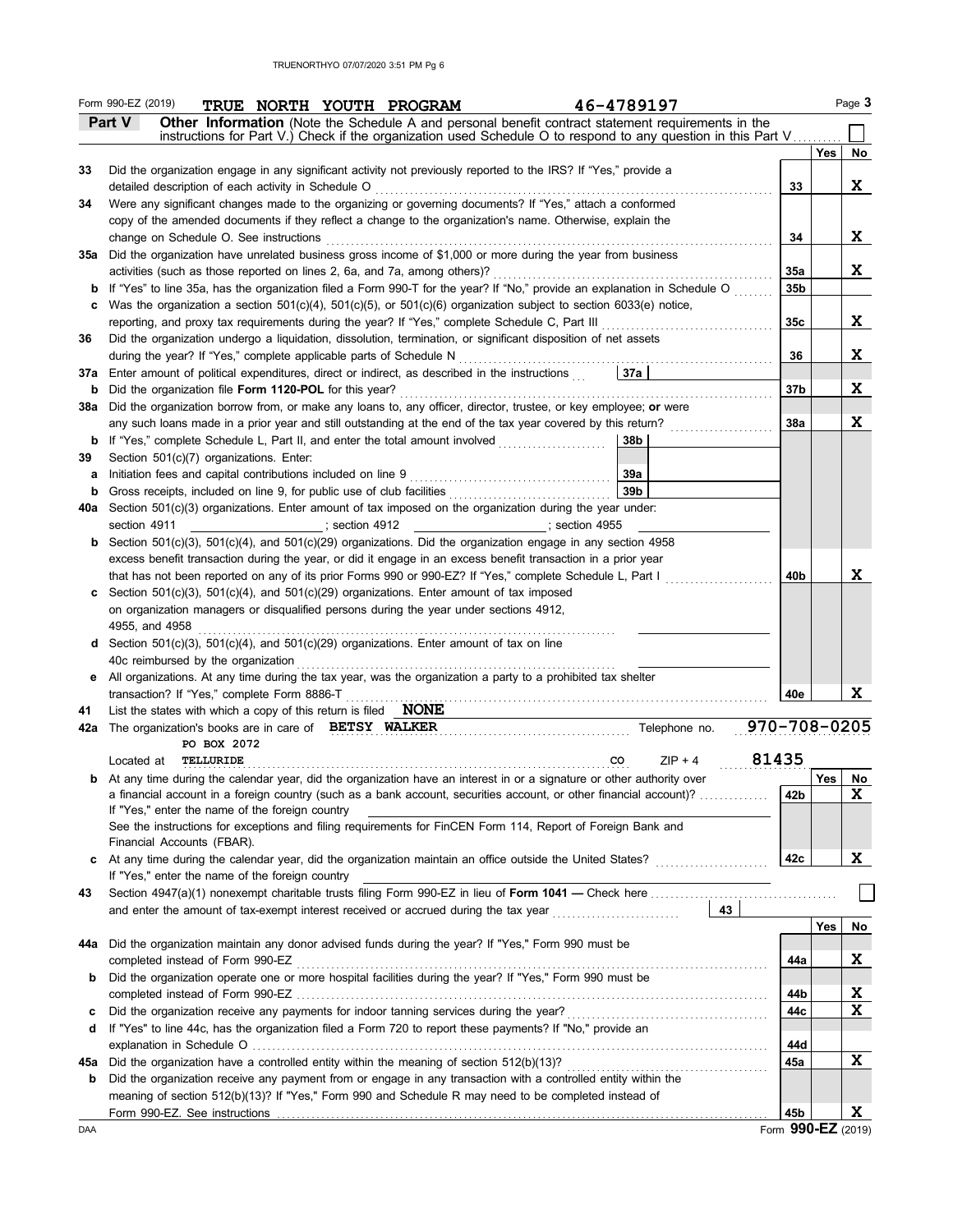Form 990-EZ (2019) **TRUE NORTH YOUTH PROGRAM** 46-4789197 Page **3**

**Part V** **Other Information** (Note the Schedule A and personal benefit contract statement requirements in the instructions for Part V.) Check if the organization used Schedule O to respond to any question in this Part V ☐

| | | | Yes | No |
|---|---|---|---|---|
| **33** | Did the organization engage in any significant activity not previously reported to the IRS? If "Yes," provide a detailed description of each activity in Schedule O | 33 | | X |
| **34** | Were any significant changes made to the organizing or governing documents? If "Yes," attach a conformed copy of the amended documents if they reflect a change to the organization's name. Otherwise, explain the change on Schedule O. See instructions | 34 | | X |
| **35a** | Did the organization have unrelated business gross income of $1,000 or more during the year from business activities (such as those reported on lines 2, 6a, and 7a, among others)? | 35a | | X |
| **b** | If "Yes" to line 35a, has the organization filed a Form 990-T for the year? If "No," provide an explanation in Schedule O | 35b | | |
| **c** | Was the organization a section 501(c)(4), 501(c)(5), or 501(c)(6) organization subject to section 6033(e) notice, reporting, and proxy tax requirements during the year? If "Yes," complete Schedule C, Part III | 35c | | X |
| **36** | Did the organization undergo a liquidation, dissolution, termination, or significant disposition of net assets during the year? If "Yes," complete applicable parts of Schedule N | 36 | | X |
| **37a** | Enter amount of political expenditures, direct or indirect, as described in the instructions **37a** | | | |
| **b** | Did the organization file **Form 1120-POL** for this year? | 37b | | X |
| **38a** | Did the organization borrow from, or make any loans to, any officer, director, trustee, or key employee; **or** were any such loans made in a prior year and still outstanding at the end of the tax year covered by this return? | 38a | | X |
| **b** | If "Yes," complete Schedule L, Part II, and enter the total amount involved **38b** | | | |
| **39** | Section 501(c)(7) organizations. Enter: | | | |
| **a** | Initiation fees and capital contributions included on line 9 **39a** | | | |
| **b** | Gross receipts, included on line 9, for public use of club facilities **39b** | | | |
| **40a** | Section 501(c)(3) organizations. Enter amount of tax imposed on the organization during the year under: section 4911 ______; section 4912 ______; section 4955 ______ | | | |
| **b** | Section 501(c)(3), 501(c)(4), and 501(c)(29) organizations. Did the organization engage in any section 4958 excess benefit transaction during the year, or did it engage in an excess benefit transaction in a prior year that has not been reported on any of its prior Forms 990 or 990-EZ? If "Yes," complete Schedule L, Part I | 40b | | X |
| **c** | Section 501(c)(3), 501(c)(4), and 501(c)(29) organizations. Enter amount of tax imposed on organization managers or disqualified persons during the year under sections 4912, 4955, and 4958 | | | |
| **d** | Section 501(c)(3), 501(c)(4), and 501(c)(29) organizations. Enter amount of tax on line 40c reimbursed by the organization | | | |
| **e** | All organizations. At any time during the tax year, was the organization a party to a prohibited tax shelter transaction? If "Yes," complete Form 8886-T | 40e | | X |

**41** List the states with which a copy of this return is filed **NONE**

**42a** The organization's books are in care of **BETSY WALKER** Telephone no. 970-708-0205
PO BOX 2072
Located at TELLURIDE CO ZIP + 4 81435

| | | | Yes | No |
|---|---|---|---|---|
| **b** | At any time during the calendar year, did the organization have an interest in or a signature or other authority over a financial account in a foreign country (such as a bank account, securities account, or other financial account)? If "Yes," enter the name of the foreign country ______ See the instructions for exceptions and filing requirements for FinCEN Form 114, Report of Foreign Bank and Financial Accounts (FBAR). | 42b | | X |
| **c** | At any time during the calendar year, did the organization maintain an office outside the United States? If "Yes," enter the name of the foreign country ______ | 42c | | X |

**43** Section 4947(a)(1) nonexempt charitable trusts filing Form 990-EZ in lieu of **Form 1041** — Check here ☐ and enter the amount of tax-exempt interest received or accrued during the tax year **43**

| | | | Yes | No |
|---|---|---|---|---|
| **44a** | Did the organization maintain any donor advised funds during the year? If "Yes," Form 990 must be completed instead of Form 990-EZ | 44a | | X |
| **b** | Did the organization operate one or more hospital facilities during the year? If "Yes," Form 990 must be completed instead of Form 990-EZ | 44b | | X |
| **c** | Did the organization receive any payments for indoor tanning services during the year? | 44c | | X |
| **d** | If "Yes" to line 44c, has the organization filed a Form 720 to report these payments? If "No," provide an explanation in Schedule O | 44d | | |
| **45a** | Did the organization have a controlled entity within the meaning of section 512(b)(13)? | 45a | | X |
| **b** | Did the organization receive any payment from or engage in any transaction with a controlled entity within the meaning of section 512(b)(13)? If "Yes," Form 990 and Schedule R may need to be completed instead of Form 990-EZ. See instructions | 45b | | X |

Form **990-EZ** (2019)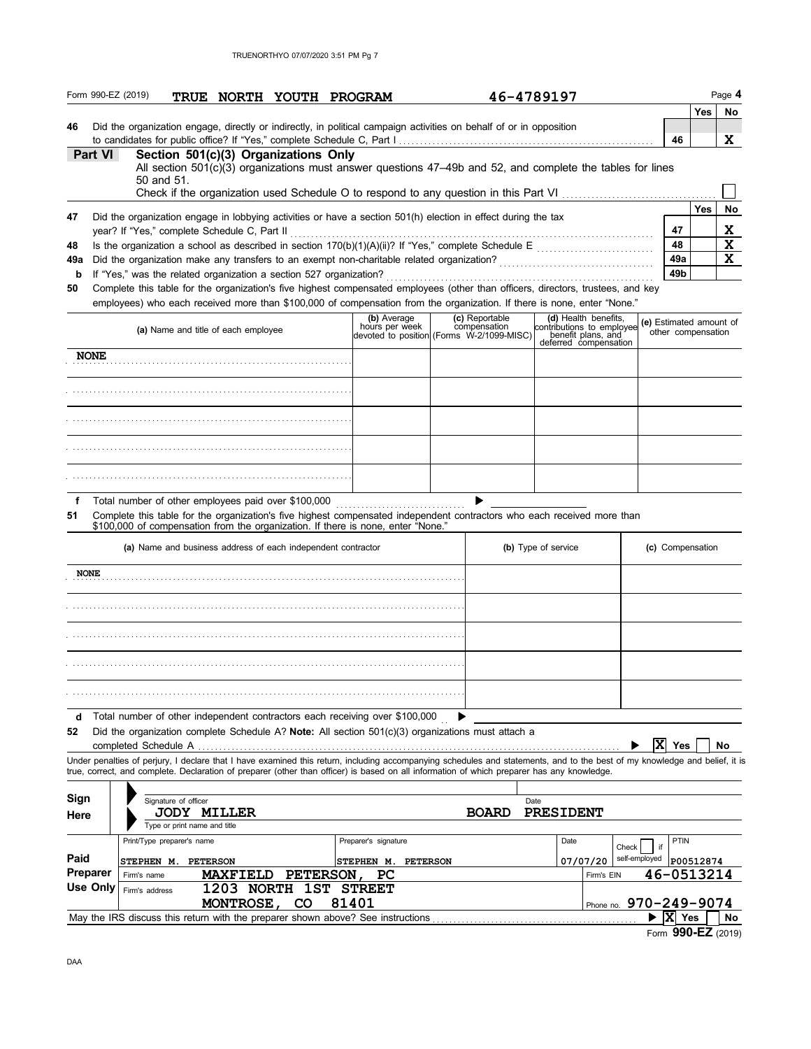Form 990-EZ (2019) **TRUE NORTH YOUTH PROGRAM** **46-4789197** Page **4**

| | | | Yes | No |
|---|---|---|---|---|
| **46** | Did the organization engage, directly or indirectly, in political campaign activities on behalf of or in opposition to candidates for public office? If "Yes," complete Schedule C, Part I | **46** | | **X** |

## Part VI Section 501(c)(3) Organizations Only

All section 501(c)(3) organizations must answer questions 47–49b and 52, and complete the tables for lines 50 and 51.

Check if the organization used Schedule O to respond to any question in this Part VI ☐

| | | | Yes | No |
|---|---|---|---|---|
| **47** | Did the organization engage in lobbying activities or have a section 501(h) election in effect during the tax year? If "Yes," complete Schedule C, Part II | **47** | | **X** |
| **48** | Is the organization a school as described in section 170(b)(1)(A)(ii)? If "Yes," complete Schedule E | **48** | | **X** |
| **49a** | Did the organization make any transfers to an exempt non-charitable related organization? | **49a** | | **X** |
| **b** | If "Yes," was the related organization a section 527 organization? | **49b** | | |

**50** Complete this table for the organization's five highest compensated employees (other than officers, directors, trustees, and key employees) who each received more than $100,000 of compensation from the organization. If there is none, enter "None."

| (a) Name and title of each employee | (b) Average hours per week devoted to position | (c) Reportable compensation (Forms W-2/1099-MISC) | (d) Health benefits, contributions to employee benefit plans, and deferred compensation | (e) Estimated amount of other compensation |
|---|---|---|---|---|
| NONE | | | | |
| | | | | |
| | | | | |
| | | | | |
| | | | | |

**f** Total number of other employees paid over $100,000 ▶

**51** Complete this table for the organization's five highest compensated independent contractors who each received more than $100,000 of compensation from the organization. If there is none, enter "None."

| (a) Name and business address of each independent contractor | (b) Type of service | (c) Compensation |
|---|---|---|
| NONE | | |
| | | |
| | | |
| | | |
| | | |

**d** Total number of other independent contractors each receiving over $100,000 ▶

**52** Did the organization complete Schedule A? **Note:** All section 501(c)(3) organizations must attach a completed Schedule A ▶ ☒ Yes ☐ No

Under penalties of perjury, I declare that I have examined this return, including accompanying schedules and statements, and to the best of my knowledge and belief, it is true, correct, and complete. Declaration of preparer (other than officer) is based on all information of which preparer has any knowledge.

**Sign Here**

Signature of officer | Date

**JODY MILLER** **BOARD PRESIDENT**

Type or print name and title

**Paid Preparer Use Only**

| Print/Type preparer's name | Preparer's signature | Date | Check ☐ if self-employed | PTIN |
|---|---|---|---|---|
| STEPHEN M. PETERSON | STEPHEN M. PETERSON | 07/07/20 | | P00512874 |

Firm's name **MAXFIELD PETERSON, PC** Firm's EIN **46-0513214**

Firm's address **1203 NORTH 1ST STREET MONTROSE, CO 81401** Phone no. **970-249-9074**

May the IRS discuss this return with the preparer shown above? See instructions ▶ ☒ Yes ☐ No

Form **990-EZ** (2019)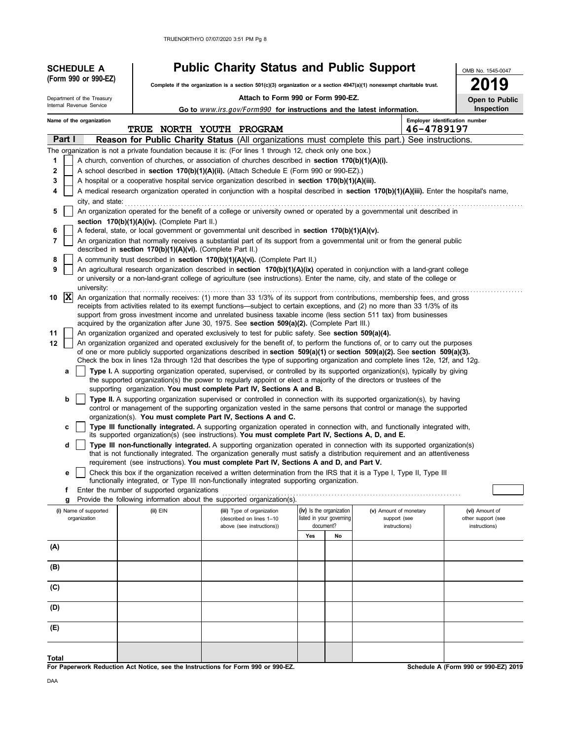**SCHEDULE A (Form 990 or 990-EZ)**

Department of the Treasury
Internal Revenue Service

# Public Charity Status and Public Support

**Complete if the organization is a section 501(c)(3) organization or a section 4947(a)(1) nonexempt charitable trust.**

**Attach to Form 990 or Form 990-EZ.**

**Go to** *www.irs.gov/Form990* **for instructions and the latest information.**

OMB No. 1545-0047

**2019**

**Open to Public Inspection**

Name of the organization: TRUE NORTH YOUTH PROGRAM

Employer identification number: 46-4789197

## Part I — Reason for Public Charity Status (All organizations must complete this part.) See instructions.

The organization is not a private foundation because it is: (For lines 1 through 12, check only one box.)

1. [ ] A church, convention of churches, or association of churches described in **section 170(b)(1)(A)(i).**
2. [ ] A school described in **section 170(b)(1)(A)(ii).** (Attach Schedule E (Form 990 or 990-EZ).)
3. [ ] A hospital or a cooperative hospital service organization described in **section 170(b)(1)(A)(iii).**
4. [ ] A medical research organization operated in conjunction with a hospital described in **section 170(b)(1)(A)(iii).** Enter the hospital's name, city, and state:
5. [ ] An organization operated for the benefit of a college or university owned or operated by a governmental unit described in **section 170(b)(1)(A)(iv).** (Complete Part II.)
6. [ ] A federal, state, or local government or governmental unit described in **section 170(b)(1)(A)(v).**
7. [ ] An organization that normally receives a substantial part of its support from a governmental unit or from the general public described in **section 170(b)(1)(A)(vi).** (Complete Part II.)
8. [ ] A community trust described in **section 170(b)(1)(A)(vi).** (Complete Part II.)
9. [ ] An agricultural research organization described in **section 170(b)(1)(A)(ix)** operated in conjunction with a land-grant college or university or a non-land-grant college of agriculture (see instructions). Enter the name, city, and state of the college or university:
10. [X] An organization that normally receives: (1) more than 33 1/3% of its support from contributions, membership fees, and gross receipts from activities related to its exempt functions—subject to certain exceptions, and (2) no more than 33 1/3% of its support from gross investment income and unrelated business taxable income (less section 511 tax) from businesses acquired by the organization after June 30, 1975. See **section 509(a)(2).** (Complete Part III.)
11. [ ] An organization organized and operated exclusively to test for public safety. See **section 509(a)(4).**
12. [ ] An organization organized and operated exclusively for the benefit of, to perform the functions of, or to carry out the purposes of one or more publicly supported organizations described in **section 509(a)(1)** or **section 509(a)(2).** See **section 509(a)(3).** Check the box in lines 12a through 12d that describes the type of supporting organization and complete lines 12e, 12f, and 12g.
   - **a** [ ] **Type I.** A supporting organization operated, supervised, or controlled by its supported organization(s), typically by giving the supported organization(s) the power to regularly appoint or elect a majority of the directors or trustees of the supporting organization. **You must complete Part IV, Sections A and B.**
   - **b** [ ] **Type II.** A supporting organization supervised or controlled in connection with its supported organization(s), by having control or management of the supporting organization vested in the same persons that control or manage the supported organization(s). **You must complete Part IV, Sections A and C.**
   - **c** [ ] **Type III functionally integrated.** A supporting organization operated in connection with, and functionally integrated with, its supported organization(s) (see instructions). **You must complete Part IV, Sections A, D, and E.**
   - **d** [ ] **Type III non-functionally integrated.** A supporting organization operated in connection with its supported organization(s) that is not functionally integrated. The organization generally must satisfy a distribution requirement and an attentiveness requirement (see instructions). **You must complete Part IV, Sections A and D, and Part V.**
   - **e** [ ] Check this box if the organization received a written determination from the IRS that it is a Type I, Type II, Type III functionally integrated, or Type III non-functionally integrated supporting organization.
   - **f** Enter the number of supported organizations
   - **g** Provide the following information about the supported organization(s).

| (i) Name of supported organization | (ii) EIN | (iii) Type of organization (described on lines 1–10 above (see instructions)) | (iv) Is the organization listed in your governing document? Yes | No | (v) Amount of monetary support (see instructions) | (vi) Amount of other support (see instructions) |
|---|---|---|---|---|---|---|
| (A) | | | | | | |
| (B) | | | | | | |
| (C) | | | | | | |
| (D) | | | | | | |
| (E) | | | | | | |
| **Total** | | | | | | |

**For Paperwork Reduction Act Notice, see the Instructions for Form 990 or 990-EZ.**

**Schedule A (Form 990 or 990-EZ) 2019**

DAA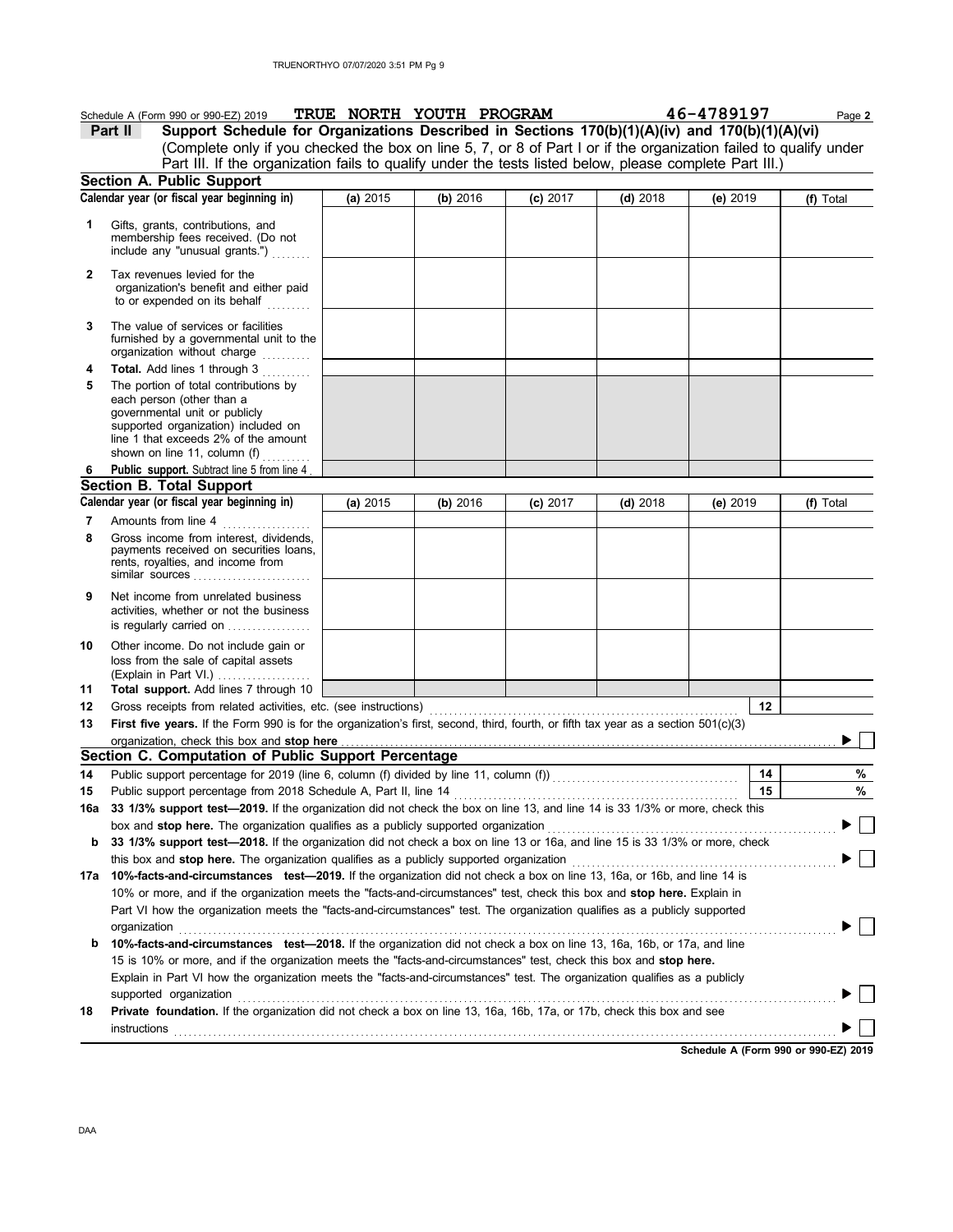Schedule A (Form 990 or 990-EZ) 2019 **TRUE NORTH YOUTH PROGRAM** **46-4789197** Page **2**

**Part II** **Support Schedule for Organizations Described in Sections 170(b)(1)(A)(iv) and 170(b)(1)(A)(vi)**
(Complete only if you checked the box on line 5, 7, or 8 of Part I or if the organization failed to qualify under Part III. If the organization fails to qualify under the tests listed below, please complete Part III.)

**Section A. Public Support**

| Calendar year (or fiscal year beginning in) | (a) 2015 | (b) 2016 | (c) 2017 | (d) 2018 | (e) 2019 | (f) Total |
|---|---|---|---|---|---|---|
| 1 Gifts, grants, contributions, and membership fees received. (Do not include any "unusual grants.") | | | | | | |
| 2 Tax revenues levied for the organization's benefit and either paid to or expended on its behalf | | | | | | |
| 3 The value of services or facilities furnished by a governmental unit to the organization without charge | | | | | | |
| 4 **Total.** Add lines 1 through 3 | | | | | | |
| 5 The portion of total contributions by each person (other than a governmental unit or publicly supported organization) included on line 1 that exceeds 2% of the amount shown on line 11, column (f) | | | | | | |
| 6 **Public support.** Subtract line 5 from line 4 | | | | | | |

**Section B. Total Support**

| Calendar year (or fiscal year beginning in) | (a) 2015 | (b) 2016 | (c) 2017 | (d) 2018 | (e) 2019 | (f) Total |
|---|---|---|---|---|---|---|
| 7 Amounts from line 4 | | | | | | |
| 8 Gross income from interest, dividends, payments received on securities loans, rents, royalties, and income from similar sources | | | | | | |
| 9 Net income from unrelated business activities, whether or not the business is regularly carried on | | | | | | |
| 10 Other income. Do not include gain or loss from the sale of capital assets (Explain in Part VI.) | | | | | | |
| 11 **Total support.** Add lines 7 through 10 | | | | | | |

**12** Gross receipts from related activities, etc. (see instructions) **12**

**13** **First five years.** If the Form 990 is for the organization's first, second, third, fourth, or fifth tax year as a section 501(c)(3) organization, check this box and **stop here** ▶ ☐

**Section C. Computation of Public Support Percentage**

**14** Public support percentage for 2019 (line 6, column (f) divided by line 11, column (f)) **14** %

**15** Public support percentage from 2018 Schedule A, Part II, line 14 **15** %

**16a** **33 1/3% support test—2019.** If the organization did not check the box on line 13, and line 14 is 33 1/3% or more, check this box and **stop here.** The organization qualifies as a publicly supported organization ▶ ☐

**b** **33 1/3% support test—2018.** If the organization did not check a box on line 13 or 16a, and line 15 is 33 1/3% or more, check this box and **stop here.** The organization qualifies as a publicly supported organization ▶ ☐

**17a** **10%-facts-and-circumstances test—2019.** If the organization did not check a box on line 13, 16a, or 16b, and line 14 is 10% or more, and if the organization meets the "facts-and-circumstances" test, check this box and **stop here.** Explain in Part VI how the organization meets the "facts-and-circumstances" test. The organization qualifies as a publicly supported organization ▶ ☐

**b** **10%-facts-and-circumstances test—2018.** If the organization did not check a box on line 13, 16a, 16b, or 17a, and line 15 is 10% or more, and if the organization meets the "facts-and-circumstances" test, check this box and **stop here.** Explain in Part VI how the organization meets the "facts-and-circumstances" test. The organization qualifies as a publicly supported organization ▶ ☐

**18** **Private foundation.** If the organization did not check a box on line 13, 16a, 16b, 17a, or 17b, check this box and see instructions ▶ ☐

**Schedule A (Form 990 or 990-EZ) 2019**

DAA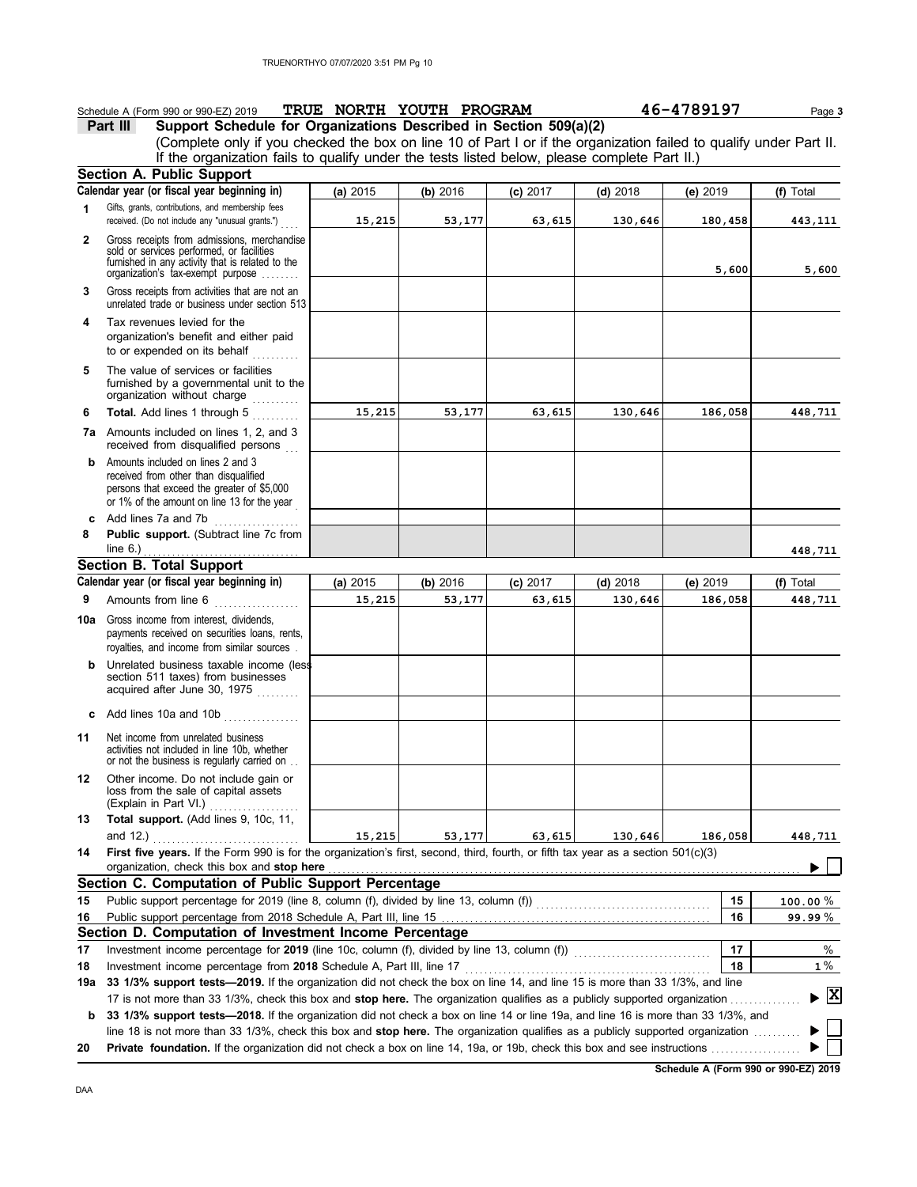Schedule A (Form 990 or 990-EZ) 2019 **TRUE NORTH YOUTH PROGRAM** **46-4789197**

## Part III Support Schedule for Organizations Described in Section 509(a)(2)

(Complete only if you checked the box on line 10 of Part I or if the organization failed to qualify under Part II. If the organization fails to qualify under the tests listed below, please complete Part II.)

### Section A. Public Support

| Calendar year (or fiscal year beginning in) | (a) 2015 | (b) 2016 | (c) 2017 | (d) 2018 | (e) 2019 | (f) Total |
|---|---|---|---|---|---|---|
| 1 Gifts, grants, contributions, and membership fees received. (Do not include any "unusual grants.") | 15,215 | 53,177 | 63,615 | 130,646 | 180,458 | 443,111 |
| 2 Gross receipts from admissions, merchandise sold or services performed, or facilities furnished in any activity that is related to the organization's tax-exempt purpose | | | | | 5,600 | 5,600 |
| 3 Gross receipts from activities that are not an unrelated trade or business under section 513 | | | | | | |
| 4 Tax revenues levied for the organization's benefit and either paid to or expended on its behalf | | | | | | |
| 5 The value of services or facilities furnished by a governmental unit to the organization without charge | | | | | | |
| 6 **Total.** Add lines 1 through 5 | 15,215 | 53,177 | 63,615 | 130,646 | 186,058 | 448,711 |
| 7a Amounts included on lines 1, 2, and 3 received from disqualified persons | | | | | | |
| b Amounts included on lines 2 and 3 received from other than disqualified persons that exceed the greater of $5,000 or 1% of the amount on line 13 for the year | | | | | | |
| c Add lines 7a and 7b | | | | | | |
| 8 **Public support.** (Subtract line 7c from line 6.) | | | | | | 448,711 |

### Section B. Total Support

| Calendar year (or fiscal year beginning in) | (a) 2015 | (b) 2016 | (c) 2017 | (d) 2018 | (e) 2019 | (f) Total |
|---|---|---|---|---|---|---|
| 9 Amounts from line 6 | 15,215 | 53,177 | 63,615 | 130,646 | 186,058 | 448,711 |
| 10a Gross income from interest, dividends, payments received on securities loans, rents, royalties, and income from similar sources | | | | | | |
| b Unrelated business taxable income (less section 511 taxes) from businesses acquired after June 30, 1975 | | | | | | |
| c Add lines 10a and 10b | | | | | | |
| 11 Net income from unrelated business activities not included in line 10b, whether or not the business is regularly carried on | | | | | | |
| 12 Other income. Do not include gain or loss from the sale of capital assets (Explain in Part VI.) | | | | | | |
| 13 **Total support.** (Add lines 9, 10c, 11, and 12.) | 15,215 | 53,177 | 63,615 | 130,646 | 186,058 | 448,711 |

**14 First five years.** If the Form 990 is for the organization's first, second, third, fourth, or fifth tax year as a section 501(c)(3) organization, check this box and **stop here** ☐

### Section C. Computation of Public Support Percentage

| | | | |
|---|---|---|---|
| 15 | Public support percentage for 2019 (line 8, column (f), divided by line 13, column (f)) | 15 | 100.00 % |
| 16 | Public support percentage from 2018 Schedule A, Part III, line 15 | 16 | 99.99 % |

### Section D. Computation of Investment Income Percentage

| | | | |
|---|---|---|---|
| 17 | Investment income percentage for **2019** (line 10c, column (f), divided by line 13, column (f)) | 17 | % |
| 18 | Investment income percentage from **2018** Schedule A, Part III, line 17 | 18 | 1 % |

**19a 33 1/3% support tests—2019.** If the organization did not check the box on line 14, and line 15 is more than 33 1/3%, and line 17 is not more than 33 1/3%, check this box and **stop here.** The organization qualifies as a publicly supported organization ☒

**b 33 1/3% support tests—2018.** If the organization did not check a box on line 14 or line 19a, and line 16 is more than 33 1/3%, and line 18 is not more than 33 1/3%, check this box and **stop here.** The organization qualifies as a publicly supported organization ☐

**20 Private foundation.** If the organization did not check a box on line 14, 19a, or 19b, check this box and see instructions ☐

**Schedule A (Form 990 or 990-EZ) 2019**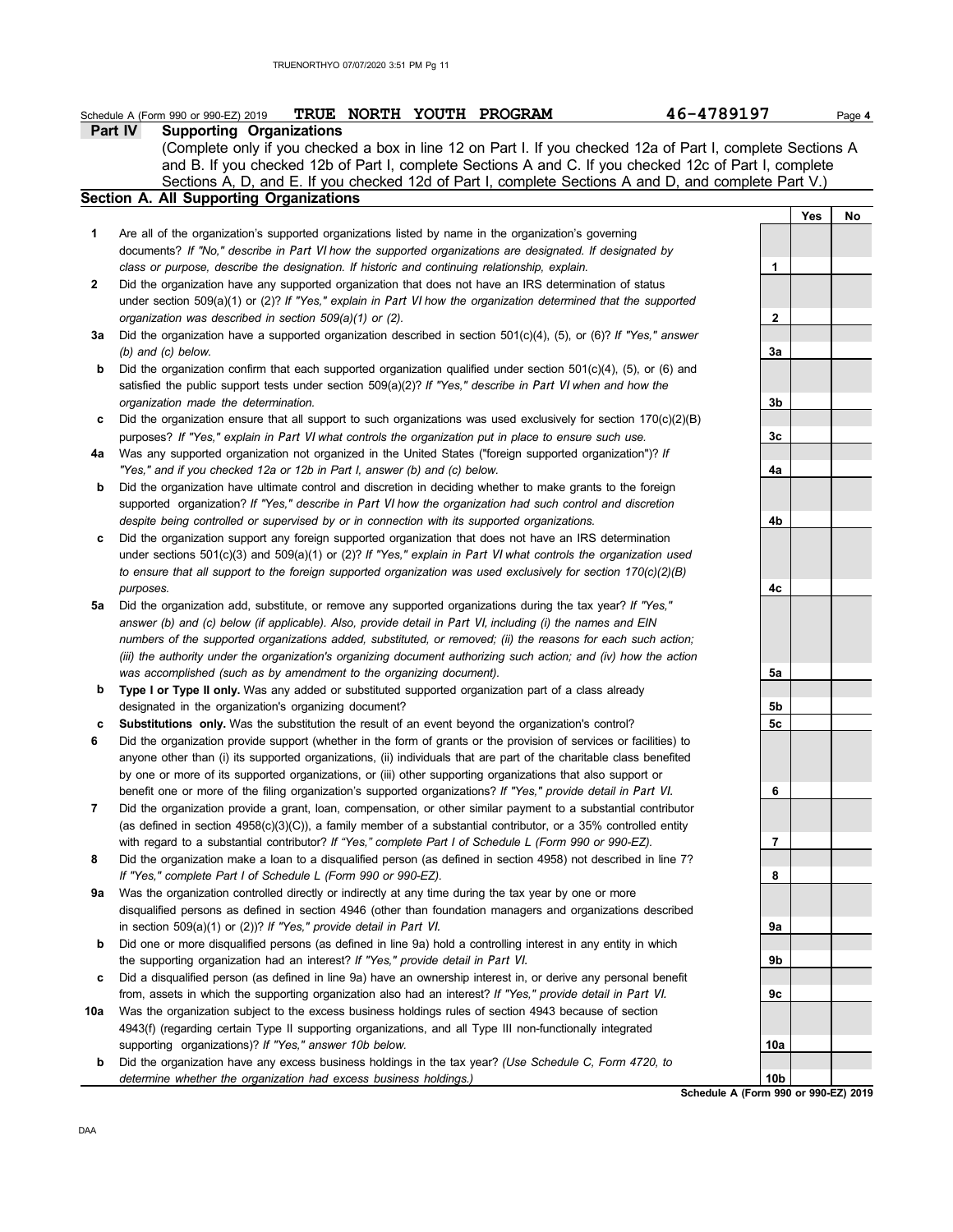Schedule A (Form 990 or 990-EZ) 2019 **TRUE NORTH YOUTH PROGRAM** **46-4789197** Page **4**

## Part IV Supporting Organizations

(Complete only if you checked a box in line 12 on Part I. If you checked 12a of Part I, complete Sections A and B. If you checked 12b of Part I, complete Sections A and C. If you checked 12c of Part I, complete Sections A, D, and E. If you checked 12d of Part I, complete Sections A and D, and complete Part V.)

### Section A. All Supporting Organizations

| | | | Yes | No |
|---|---|---|---|---|
| **1** | Are all of the organization's supported organizations listed by name in the organization's governing documents? *If "No," describe in Part VI how the supported organizations are designated. If designated by class or purpose, describe the designation. If historic and continuing relationship, explain.* | 1 | | |
| **2** | Did the organization have any supported organization that does not have an IRS determination of status under section 509(a)(1) or (2)? *If "Yes," explain in Part VI how the organization determined that the supported organization was described in section 509(a)(1) or (2).* | 2 | | |
| **3a** | Did the organization have a supported organization described in section 501(c)(4), (5), or (6)? *If "Yes," answer (b) and (c) below.* | 3a | | |
| **b** | Did the organization confirm that each supported organization qualified under section 501(c)(4), (5), or (6) and satisfied the public support tests under section 509(a)(2)? *If "Yes," describe in Part VI when and how the organization made the determination.* | 3b | | |
| **c** | Did the organization ensure that all support to such organizations was used exclusively for section 170(c)(2)(B) purposes? *If "Yes," explain in Part VI what controls the organization put in place to ensure such use.* | 3c | | |
| **4a** | Was any supported organization not organized in the United States ("foreign supported organization")? *If "Yes," and if you checked 12a or 12b in Part I, answer (b) and (c) below.* | 4a | | |
| **b** | Did the organization have ultimate control and discretion in deciding whether to make grants to the foreign supported organization? *If "Yes," describe in Part VI how the organization had such control and discretion despite being controlled or supervised by or in connection with its supported organizations.* | 4b | | |
| **c** | Did the organization support any foreign supported organization that does not have an IRS determination under sections 501(c)(3) and 509(a)(1) or (2)? *If "Yes," explain in Part VI what controls the organization used to ensure that all support to the foreign supported organization was used exclusively for section 170(c)(2)(B) purposes.* | 4c | | |
| **5a** | Did the organization add, substitute, or remove any supported organizations during the tax year? *If "Yes," answer (b) and (c) below (if applicable). Also, provide detail in Part VI, including (i) the names and EIN numbers of the supported organizations added, substituted, or removed; (ii) the reasons for each such action; (iii) the authority under the organization's organizing document authorizing such action; and (iv) how the action was accomplished (such as by amendment to the organizing document).* | 5a | | |
| **b** | **Type I or Type II only.** Was any added or substituted supported organization part of a class already designated in the organization's organizing document? | 5b | | |
| **c** | **Substitutions only.** Was the substitution the result of an event beyond the organization's control? | 5c | | |
| **6** | Did the organization provide support (whether in the form of grants or the provision of services or facilities) to anyone other than (i) its supported organizations, (ii) individuals that are part of the charitable class benefited by one or more of its supported organizations, or (iii) other supporting organizations that also support or benefit one or more of the filing organization's supported organizations? *If "Yes," provide detail in Part VI.* | 6 | | |
| **7** | Did the organization provide a grant, loan, compensation, or other similar payment to a substantial contributor (as defined in section 4958(c)(3)(C)), a family member of a substantial contributor, or a 35% controlled entity with regard to a substantial contributor? *If "Yes," complete Part I of Schedule L (Form 990 or 990-EZ).* | 7 | | |
| **8** | Did the organization make a loan to a disqualified person (as defined in section 4958) not described in line 7? *If "Yes," complete Part I of Schedule L (Form 990 or 990-EZ).* | 8 | | |
| **9a** | Was the organization controlled directly or indirectly at any time during the tax year by one or more disqualified persons as defined in section 4946 (other than foundation managers and organizations described in section 509(a)(1) or (2))? *If "Yes," provide detail in Part VI.* | 9a | | |
| **b** | Did one or more disqualified persons (as defined in line 9a) hold a controlling interest in any entity in which the supporting organization had an interest? *If "Yes," provide detail in Part VI.* | 9b | | |
| **c** | Did a disqualified person (as defined in line 9a) have an ownership interest in, or derive any personal benefit from, assets in which the supporting organization also had an interest? *If "Yes," provide detail in Part VI.* | 9c | | |
| **10a** | Was the organization subject to the excess business holdings rules of section 4943 because of section 4943(f) (regarding certain Type II supporting organizations, and all Type III non-functionally integrated supporting organizations)? *If "Yes," answer 10b below.* | 10a | | |
| **b** | Did the organization have any excess business holdings in the tax year? *(Use Schedule C, Form 4720, to determine whether the organization had excess business holdings.)* | 10b | | |

**Schedule A (Form 990 or 990-EZ) 2019**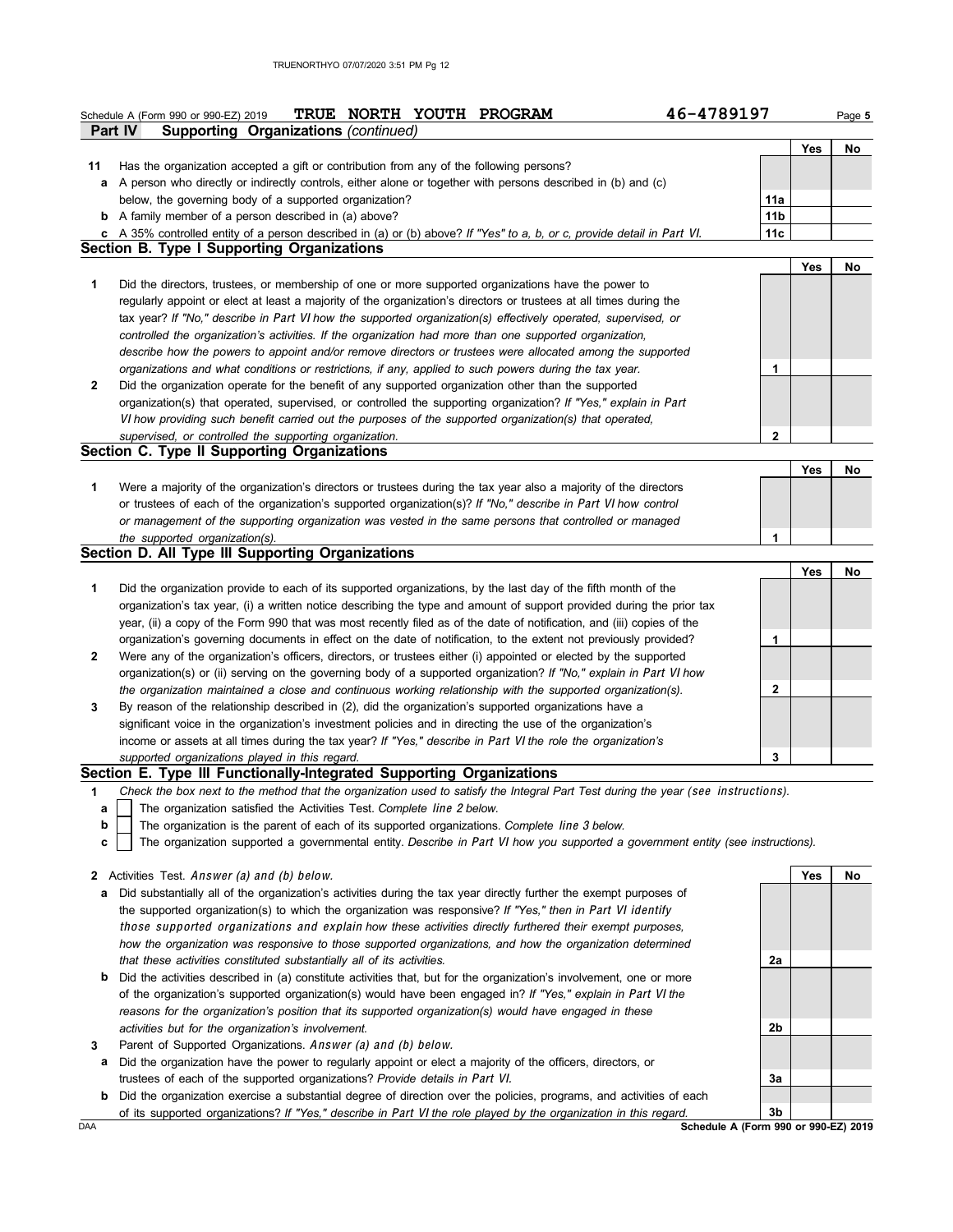Schedule A (Form 990 or 990-EZ) 2019 **TRUE NORTH YOUTH PROGRAM** **46-4789197** Page **5**

**Part IV Supporting Organizations** *(continued)*

| | | | Yes | No |
|---|---|---|---|---|
| **11** | Has the organization accepted a gift or contribution from any of the following persons? | | | |
| **a** | A person who directly or indirectly controls, either alone or together with persons described in (b) and (c) below, the governing body of a supported organization? | **11a** | | |
| **b** | A family member of a person described in (a) above? | **11b** | | |
| **c** | A 35% controlled entity of a person described in (a) or (b) above? *If "Yes" to a, b, or c, provide detail in Part VI.* | **11c** | | |

## Section B. Type I Supporting Organizations

| | | | Yes | No |
|---|---|---|---|---|
| **1** | Did the directors, trustees, or membership of one or more supported organizations have the power to regularly appoint or elect at least a majority of the organization's directors or trustees at all times during the tax year? *If "No," describe in Part VI how the supported organization(s) effectively operated, supervised, or controlled the organization's activities. If the organization had more than one supported organization, describe how the powers to appoint and/or remove directors or trustees were allocated among the supported organizations and what conditions or restrictions, if any, applied to such powers during the tax year.* | **1** | | |
| **2** | Did the organization operate for the benefit of any supported organization other than the supported organization(s) that operated, supervised, or controlled the supporting organization? *If "Yes," explain in Part VI how providing such benefit carried out the purposes of the supported organization(s) that operated, supervised, or controlled the supporting organization.* | **2** | | |

## Section C. Type II Supporting Organizations

| | | | Yes | No |
|---|---|---|---|---|
| **1** | Were a majority of the organization's directors or trustees during the tax year also a majority of the directors or trustees of each of the organization's supported organization(s)? *If "No," describe in Part VI how control or management of the supporting organization was vested in the same persons that controlled or managed the supported organization(s).* | **1** | | |

## Section D. All Type III Supporting Organizations

| | | | Yes | No |
|---|---|---|---|---|
| **1** | Did the organization provide to each of its supported organizations, by the last day of the fifth month of the organization's tax year, (i) a written notice describing the type and amount of support provided during the prior tax year, (ii) a copy of the Form 990 that was most recently filed as of the date of notification, and (iii) copies of the organization's governing documents in effect on the date of notification, to the extent not previously provided? | **1** | | |
| **2** | Were any of the organization's officers, directors, or trustees either (i) appointed or elected by the supported organization(s) or (ii) serving on the governing body of a supported organization? *If "No," explain in Part VI how the organization maintained a close and continuous working relationship with the supported organization(s).* | **2** | | |
| **3** | By reason of the relationship described in (2), did the organization's supported organizations have a significant voice in the organization's investment policies and in directing the use of the organization's income or assets at all times during the tax year? *If "Yes," describe in Part VI the role the organization's supported organizations played in this regard.* | **3** | | |

## Section E. Type III Functionally-Integrated Supporting Organizations

**1** *Check the box next to the method that the organization used to satisfy the Integral Part Test during the year (see instructions).*

- **a** ☐ The organization satisfied the Activities Test. *Complete line 2 below.*
- **b** ☐ The organization is the parent of each of its supported organizations. *Complete line 3 below.*
- **c** ☐ The organization supported a governmental entity. *Describe in Part VI how you supported a government entity (see instructions).*

| | | | Yes | No |
|---|---|---|---|---|
| **2** | Activities Test. *Answer (a) and (b) below.* | | | |
| **a** | Did substantially all of the organization's activities during the tax year directly further the exempt purposes of the supported organization(s) to which the organization was responsive? *If "Yes," then in Part VI identify those supported organizations and explain how these activities directly furthered their exempt purposes, how the organization was responsive to those supported organizations, and how the organization determined that these activities constituted substantially all of its activities.* | **2a** | | |
| **b** | Did the activities described in (a) constitute activities that, but for the organization's involvement, one or more of the organization's supported organization(s) would have been engaged in? *If "Yes," explain in Part VI the reasons for the organization's position that its supported organization(s) would have engaged in these activities but for the organization's involvement.* | **2b** | | |
| **3** | Parent of Supported Organizations. *Answer (a) and (b) below.* | | | |
| **a** | Did the organization have the power to regularly appoint or elect a majority of the officers, directors, or trustees of each of the supported organizations? *Provide details in Part VI.* | **3a** | | |
| **b** | Did the organization exercise a substantial degree of direction over the policies, programs, and activities of each of its supported organizations? *If "Yes," describe in Part VI the role played by the organization in this regard.* | **3b** | | |

DAA **Schedule A (Form 990 or 990-EZ) 2019**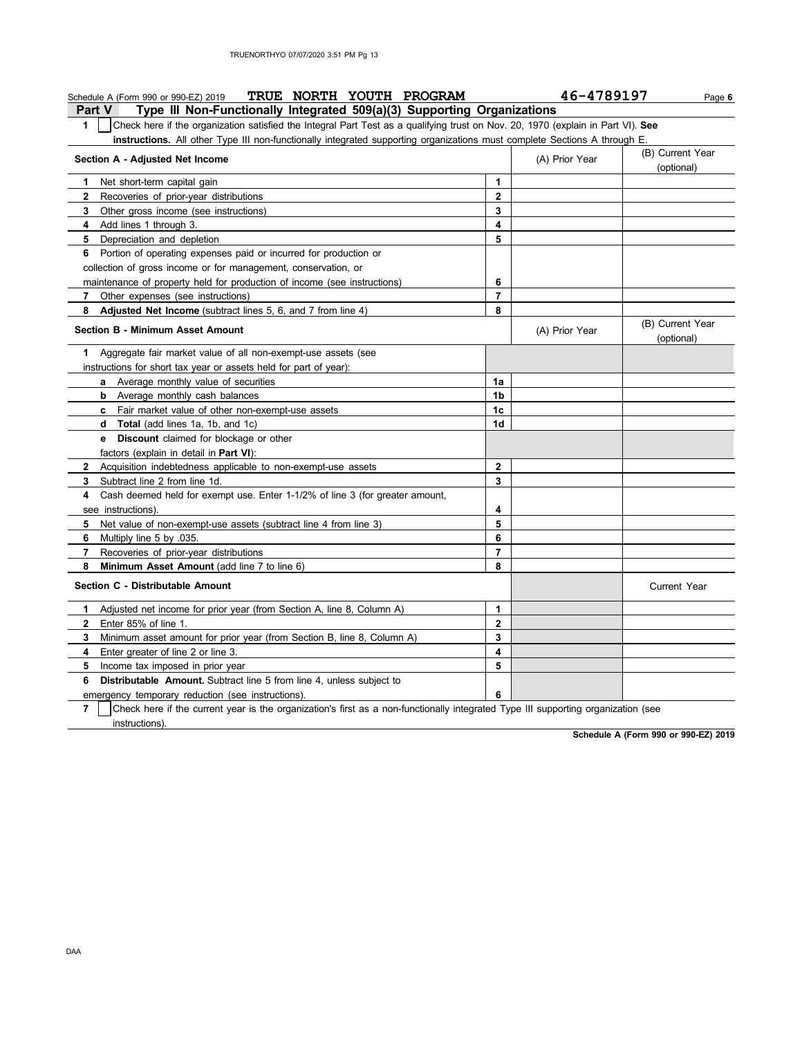Schedule A (Form 990 or 990-EZ) 2019 **TRUE NORTH YOUTH PROGRAM** **46-4789197** Page **6**

## Part V — Type III Non-Functionally Integrated 509(a)(3) Supporting Organizations

**1** ☐ Check here if the organization satisfied the Integral Part Test as a qualifying trust on Nov. 20, 1970 (explain in Part VI). **See instructions.** All other Type III non-functionally integrated supporting organizations must complete Sections A through E.

| **Section A - Adjusted Net Income** | | (A) Prior Year | (B) Current Year (optional) |
|---|---|---|---|
| **1** Net short-term capital gain | 1 | | |
| **2** Recoveries of prior-year distributions | 2 | | |
| **3** Other gross income (see instructions) | 3 | | |
| **4** Add lines 1 through 3. | 4 | | |
| **5** Depreciation and depletion | 5 | | |
| **6** Portion of operating expenses paid or incurred for production or collection of gross income or for management, conservation, or maintenance of property held for production of income (see instructions) | 6 | | |
| **7** Other expenses (see instructions) | 7 | | |
| **8** **Adjusted Net Income** (subtract lines 5, 6, and 7 from line 4) | 8 | | |

| **Section B - Minimum Asset Amount** | | (A) Prior Year | (B) Current Year (optional) |
|---|---|---|---|
| **1** Aggregate fair market value of all non-exempt-use assets (see instructions for short tax year or assets held for part of year): | | | |
| **a** Average monthly value of securities | 1a | | |
| **b** Average monthly cash balances | 1b | | |
| **c** Fair market value of other non-exempt-use assets | 1c | | |
| **d** **Total** (add lines 1a, 1b, and 1c) | 1d | | |
| **e** **Discount** claimed for blockage or other factors (explain in detail in **Part VI**): | | | |
| **2** Acquisition indebtedness applicable to non-exempt-use assets | 2 | | |
| **3** Subtract line 2 from line 1d. | 3 | | |
| **4** Cash deemed held for exempt use. Enter 1-1/2% of line 3 (for greater amount, see instructions). | 4 | | |
| **5** Net value of non-exempt-use assets (subtract line 4 from line 3) | 5 | | |
| **6** Multiply line 5 by .035. | 6 | | |
| **7** Recoveries of prior-year distributions | 7 | | |
| **8** **Minimum Asset Amount** (add line 7 to line 6) | 8 | | |

| **Section C - Distributable Amount** | | | Current Year |
|---|---|---|---|
| **1** Adjusted net income for prior year (from Section A, line 8, Column A) | 1 | | |
| **2** Enter 85% of line 1. | 2 | | |
| **3** Minimum asset amount for prior year (from Section B, line 8, Column A) | 3 | | |
| **4** Enter greater of line 2 or line 3. | 4 | | |
| **5** Income tax imposed in prior year | 5 | | |
| **6** **Distributable Amount.** Subtract line 5 from line 4, unless subject to emergency temporary reduction (see instructions). | 6 | | |

**7** ☐ Check here if the current year is the organization's first as a non-functionally integrated Type III supporting organization (see instructions).

**Schedule A (Form 990 or 990-EZ) 2019**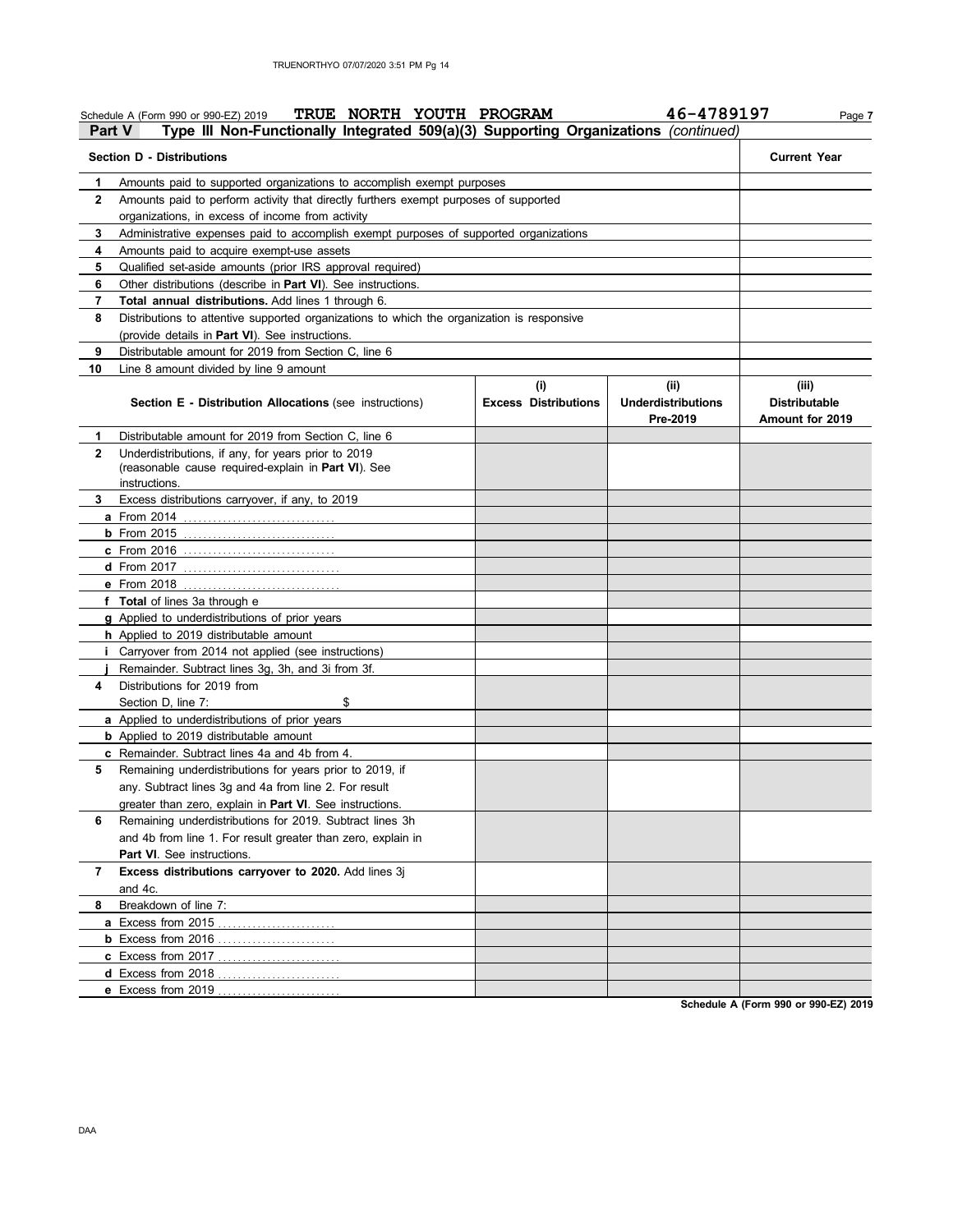Schedule A (Form 990 or 990-EZ) 2019 **TRUE NORTH YOUTH PROGRAM** **46-4789197** Page **7**

**Part V** **Type III Non-Functionally Integrated 509(a)(3) Supporting Organizations** *(continued)*

| | **Section D - Distributions** | **Current Year** |
|---|---|---|
| **1** | Amounts paid to supported organizations to accomplish exempt purposes | |
| **2** | Amounts paid to perform activity that directly furthers exempt purposes of supported organizations, in excess of income from activity | |
| **3** | Administrative expenses paid to accomplish exempt purposes of supported organizations | |
| **4** | Amounts paid to acquire exempt-use assets | |
| **5** | Qualified set-aside amounts (prior IRS approval required) | |
| **6** | Other distributions (describe in **Part VI**). See instructions. | |
| **7** | **Total annual distributions.** Add lines 1 through 6. | |
| **8** | Distributions to attentive supported organizations to which the organization is responsive (provide details in **Part VI**). See instructions. | |
| **9** | Distributable amount for 2019 from Section C, line 6 | |
| **10** | Line 8 amount divided by line 9 amount | |

| | **Section E - Distribution Allocations** (see instructions) | **(i) Excess Distributions** | **(ii) Underdistributions Pre-2019** | **(iii) Distributable Amount for 2019** |
|---|---|---|---|---|
| **1** | Distributable amount for 2019 from Section C, line 6 | | | |
| **2** | Underdistributions, if any, for years prior to 2019 (reasonable cause required-explain in **Part VI**). See instructions. | | | |
| **3** | Excess distributions carryover, if any, to 2019 | | | |
| **a** | From 2014 | | | |
| **b** | From 2015 | | | |
| **c** | From 2016 | | | |
| **d** | From 2017 | | | |
| **e** | From 2018 | | | |
| **f** | **Total** of lines 3a through e | | | |
| **g** | Applied to underdistributions of prior years | | | |
| **h** | Applied to 2019 distributable amount | | | |
| **i** | Carryover from 2014 not applied (see instructions) | | | |
| **j** | Remainder. Subtract lines 3g, 3h, and 3i from 3f. | | | |
| **4** | Distributions for 2019 from Section D, line 7: $ | | | |
| **a** | Applied to underdistributions of prior years | | | |
| **b** | Applied to 2019 distributable amount | | | |
| **c** | Remainder. Subtract lines 4a and 4b from 4. | | | |
| **5** | Remaining underdistributions for years prior to 2019, if any. Subtract lines 3g and 4a from line 2. For result greater than zero, explain in **Part VI**. See instructions. | | | |
| **6** | Remaining underdistributions for 2019. Subtract lines 3h and 4b from line 1. For result greater than zero, explain in **Part VI**. See instructions. | | | |
| **7** | **Excess distributions carryover to 2020.** Add lines 3j and 4c. | | | |
| **8** | Breakdown of line 7: | | | |
| **a** | Excess from 2015 | | | |
| **b** | Excess from 2016 | | | |
| **c** | Excess from 2017 | | | |
| **d** | Excess from 2018 | | | |
| **e** | Excess from 2019 | | | |

**Schedule A (Form 990 or 990-EZ) 2019**

DAA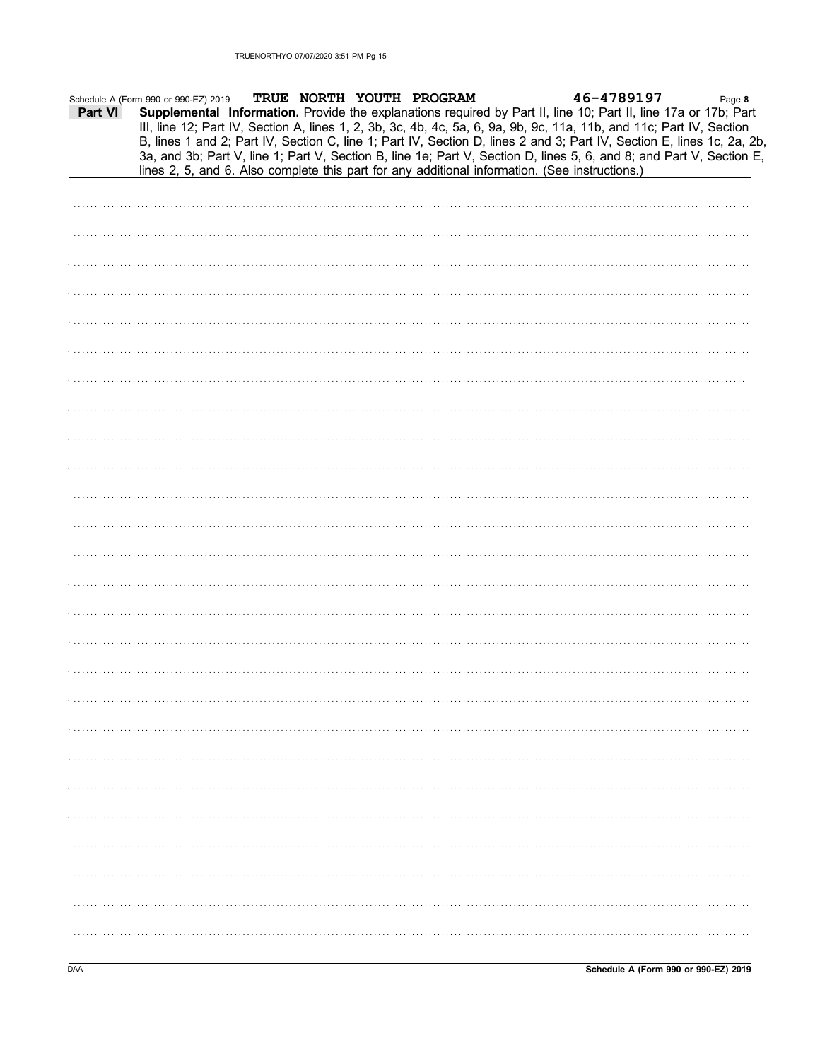Schedule A (Form 990 or 990-EZ) 2019 **TRUE NORTH YOUTH PROGRAM** **46-4789197** Page **8**

**Part VI** **Supplemental Information.** Provide the explanations required by Part II, line 10; Part II, line 17a or 17b; Part III, line 12; Part IV, Section A, lines 1, 2, 3b, 3c, 4b, 4c, 5a, 6, 9a, 9b, 9c, 11a, 11b, and 11c; Part IV, Section B, lines 1 and 2; Part IV, Section C, line 1; Part IV, Section D, lines 2 and 3; Part IV, Section E, lines 1c, 2a, 2b, 3a, and 3b; Part V, line 1; Part V, Section B, line 1e; Part V, Section D, lines 5, 6, and 8; and Part V, Section E, lines 2, 5, and 6. Also complete this part for any additional information. (See instructions.)

DAA **Schedule A (Form 990 or 990-EZ) 2019**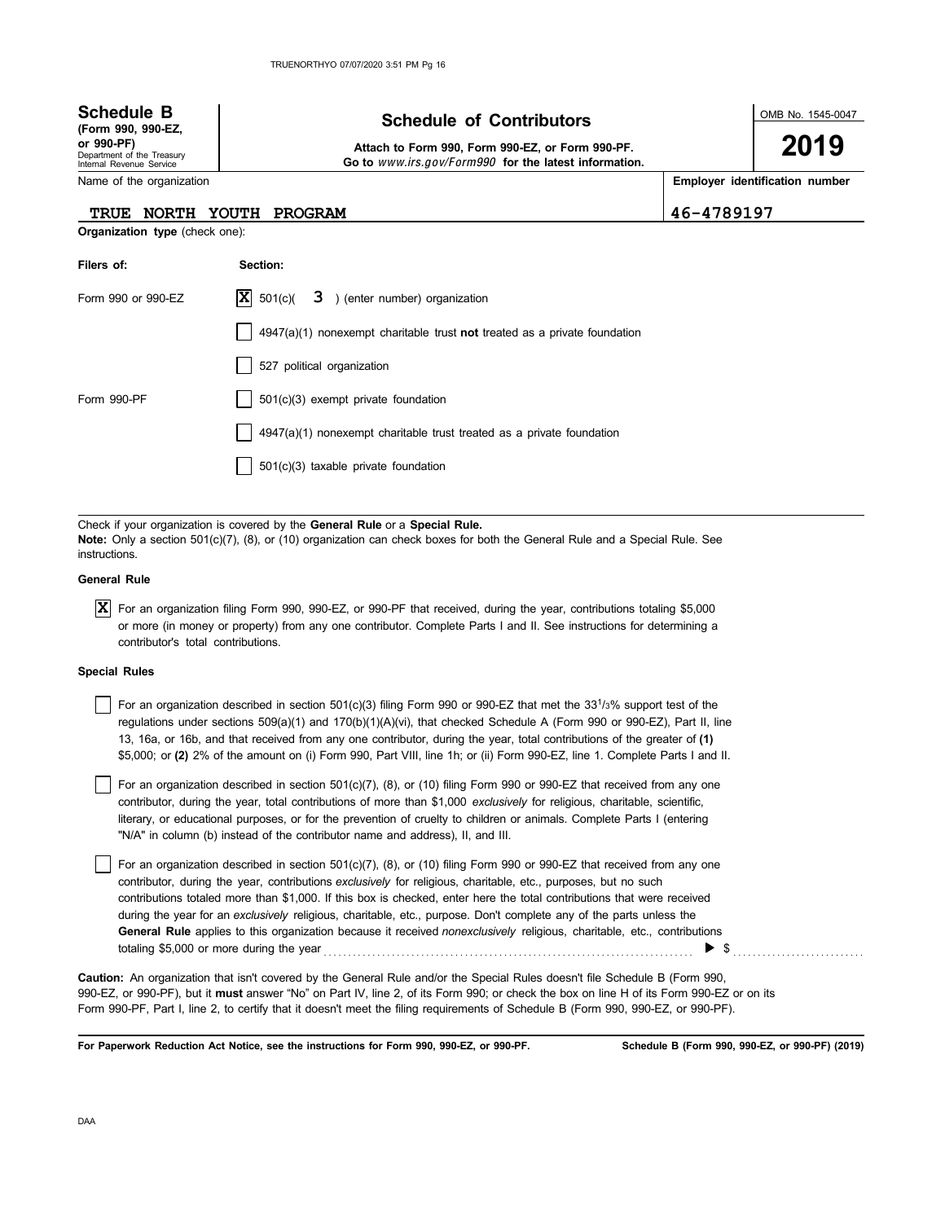**Schedule B**
**(Form 990, 990-EZ, or 990-PF)**
Department of the Treasury
Internal Revenue Service

# Schedule of Contributors

**Attach to Form 990, Form 990-EZ, or Form 990-PF.**
**Go to** *www.irs.gov/Form990* **for the latest information.**

OMB No. 1545-0047

**2019**

| Name of the organization | Employer identification number |
|---|---|
| TRUE NORTH YOUTH PROGRAM | 46-4789197 |

**Organization type** (check one):

| Filers of: | Section: |
|---|---|
| Form 990 or 990-EZ | [X] 501(c)( 3 ) (enter number) organization |
| | [ ] 4947(a)(1) nonexempt charitable trust **not** treated as a private foundation |
| | [ ] 527 political organization |
| Form 990-PF | [ ] 501(c)(3) exempt private foundation |
| | [ ] 4947(a)(1) nonexempt charitable trust treated as a private foundation |
| | [ ] 501(c)(3) taxable private foundation |

Check if your organization is covered by the **General Rule** or a **Special Rule.**

**Note:** Only a section 501(c)(7), (8), or (10) organization can check boxes for both the General Rule and a Special Rule. See instructions.

**General Rule**

[X] For an organization filing Form 990, 990-EZ, or 990-PF that received, during the year, contributions totaling $5,000 or more (in money or property) from any one contributor. Complete Parts I and II. See instructions for determining a contributor's total contributions.

**Special Rules**

[ ] For an organization described in section 501(c)(3) filing Form 990 or 990-EZ that met the $33\frac{1}{3}$% support test of the regulations under sections 509(a)(1) and 170(b)(1)(A)(vi), that checked Schedule A (Form 990 or 990-EZ), Part II, line 13, 16a, or 16b, and that received from any one contributor, during the year, total contributions of the greater of **(1)** $5,000; or **(2)** 2% of the amount on (i) Form 990, Part VIII, line 1h; or (ii) Form 990-EZ, line 1. Complete Parts I and II.

[ ] For an organization described in section 501(c)(7), (8), or (10) filing Form 990 or 990-EZ that received from any one contributor, during the year, total contributions of more than $1,000 *exclusively* for religious, charitable, scientific, literary, or educational purposes, or for the prevention of cruelty to children or animals. Complete Parts I (entering "N/A" in column (b) instead of the contributor name and address), II, and III.

[ ] For an organization described in section 501(c)(7), (8), or (10) filing Form 990 or 990-EZ that received from any one contributor, during the year, contributions *exclusively* for religious, charitable, etc., purposes, but no such contributions totaled more than $1,000. If this box is checked, enter here the total contributions that were received during the year for an *exclusively* religious, charitable, etc., purpose. Don't complete any of the parts unless the **General Rule** applies to this organization because it received *nonexclusively* religious, charitable, etc., contributions totaling $5,000 or more during the year ........ ▶ $ ..........

**Caution:** An organization that isn't covered by the General Rule and/or the Special Rules doesn't file Schedule B (Form 990, 990-EZ, or 990-PF), but it **must** answer "No" on Part IV, line 2, of its Form 990; or check the box on line H of its Form 990-EZ or on its Form 990-PF, Part I, line 2, to certify that it doesn't meet the filing requirements of Schedule B (Form 990, 990-EZ, or 990-PF).

**For Paperwork Reduction Act Notice, see the instructions for Form 990, 990-EZ, or 990-PF.** **Schedule B (Form 990, 990-EZ, or 990-PF) (2019)**

DAA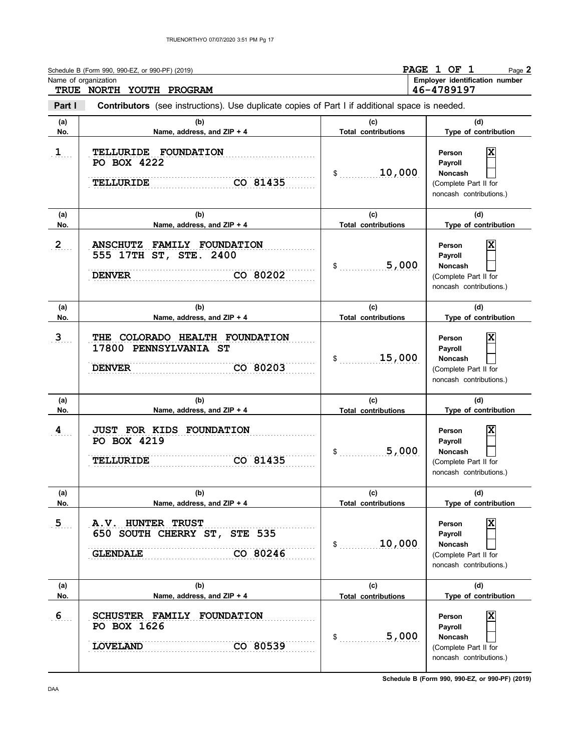Schedule B (Form 990, 990-EZ, or 990-PF) (2019)

**PAGE 1 OF 1** Page **2**

Name of organization: **TRUE NORTH YOUTH PROGRAM**

Employer identification number: **46-4789197**

**Part I** **Contributors** (see instructions). Use duplicate copies of Part I if additional space is needed.

| (a) No. | (b) Name, address, and ZIP + 4 | (c) Total contributions | (d) Type of contribution |
|---|---|---|---|
| 1 | TELLURIDE FOUNDATION<br>PO BOX 4222<br>TELLURIDE CO 81435 | $ 10,000 | Person [X]<br>Payroll [ ]<br>Noncash [ ]<br>(Complete Part II for noncash contributions.) |
| 2 | ANSCHUTZ FAMILY FOUNDATION<br>555 17TH ST, STE. 2400<br>DENVER CO 80202 | $ 5,000 | Person [X]<br>Payroll [ ]<br>Noncash [ ]<br>(Complete Part II for noncash contributions.) |
| 3 | THE COLORADO HEALTH FOUNDATION<br>17800 PENNSYLVANIA ST<br>DENVER CO 80203 | $ 15,000 | Person [X]<br>Payroll [ ]<br>Noncash [ ]<br>(Complete Part II for noncash contributions.) |
| 4 | JUST FOR KIDS FOUNDATION<br>PO BOX 4219<br>TELLURIDE CO 81435 | $ 5,000 | Person [X]<br>Payroll [ ]<br>Noncash [ ]<br>(Complete Part II for noncash contributions.) |
| 5 | A.V. HUNTER TRUST<br>650 SOUTH CHERRY ST, STE 535<br>GLENDALE CO 80246 | $ 10,000 | Person [X]<br>Payroll [ ]<br>Noncash [ ]<br>(Complete Part II for noncash contributions.) |
| 6 | SCHUSTER FAMILY FOUNDATION<br>PO BOX 1626<br>LOVELAND CO 80539 | $ 5,000 | Person [X]<br>Payroll [ ]<br>Noncash [ ]<br>(Complete Part II for noncash contributions.) |

Schedule B (Form 990, 990-EZ, or 990-PF) (2019)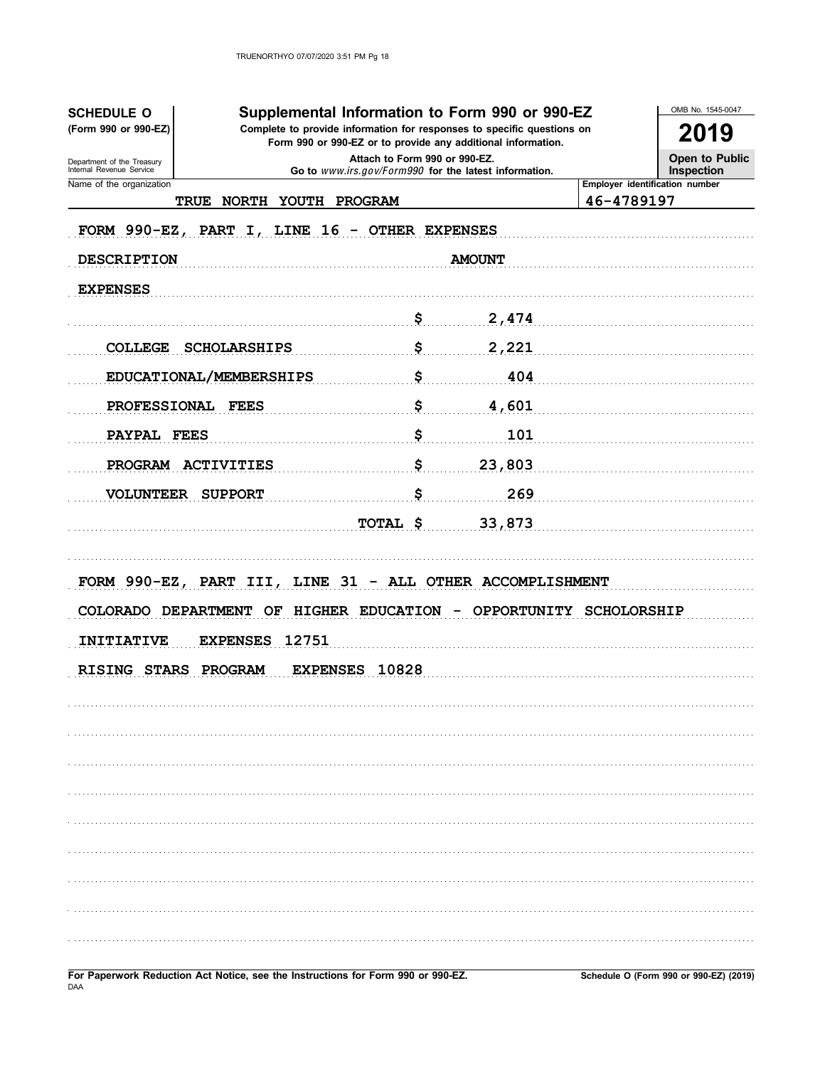**SCHEDULE O**
**(Form 990 or 990-EZ)**

Department of the Treasury
Internal Revenue Service

# Supplemental Information to Form 990 or 990-EZ

**Complete to provide information for responses to specific questions on Form 990 or 990-EZ or to provide any additional information.**

**Attach to Form 990 or 990-EZ.**

**Go to** *www.irs.gov/Form990* **for the latest information.**

OMB No. 1545-0047

**2019**

**Open to Public Inspection**

| Name of the organization | Employer identification number |
|---|---|
| TRUE NORTH YOUTH PROGRAM | 46-4789197 |

FORM 990-EZ, PART I, LINE 16 - OTHER EXPENSES

| DESCRIPTION | | AMOUNT |
|---|---|---|
| EXPENSES | | |
| | $ | 2,474 |
| COLLEGE SCHOLARSHIPS | $ | 2,221 |
| EDUCATIONAL/MEMBERSHIPS | $ | 404 |
| PROFESSIONAL FEES | $ | 4,601 |
| PAYPAL FEES | $ | 101 |
| PROGRAM ACTIVITIES | $ | 23,803 |
| VOLUNTEER SUPPORT | $ | 269 |
| | TOTAL $ | 33,873 |

FORM 990-EZ, PART III, LINE 31 - ALL OTHER ACCOMPLISHMENT

COLORADO DEPARTMENT OF HIGHER EDUCATION - OPPORTUNITY SCHOLORSHIP INITIATIVE EXPENSES 12751

RISING STARS PROGRAM EXPENSES 10828

**For Paperwork Reduction Act Notice, see the Instructions for Form 990 or 990-EZ.**

DAA

**Schedule O (Form 990 or 990-EZ) (2019)**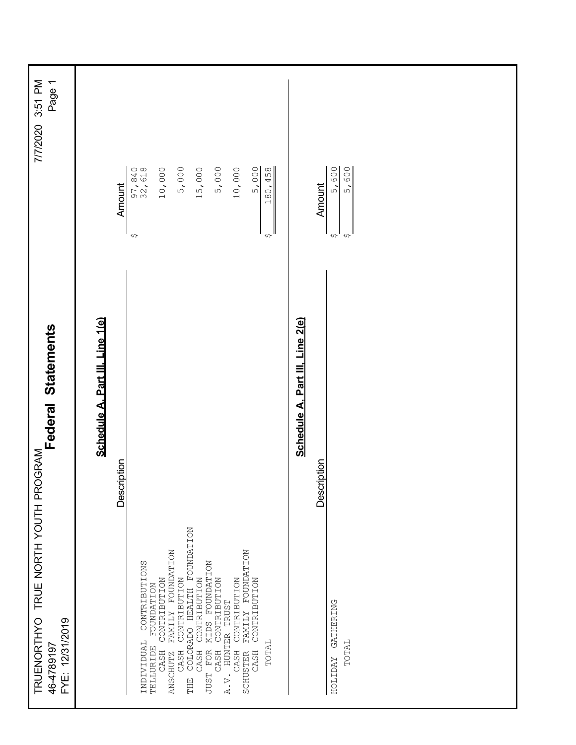TRUENORTHYO TRUE NORTH YOUTH PROGRAM
46-4789197
FYE: 12/31/2019

# Federal Statements

7/7/2020 3:51 PM

## Schedule A, Part III, Line 1(e)

| Description | Amount |
|---|---|
| INDIVIDUAL CONTRIBUTIONS | $ 97,840 |
| TELLURIDE FOUNDATION CASH CONTRIBUTION | 32,618 |
| ANSCHUTZ FAMILY FOUNDATION CASH CONTRIBUTION | 10,000 |
| THE COLORADO HEALTH FOUNDATION CASH CONTRIBUTION | 5,000 |
| JUST FOR KIDS FOUNDATION CASH CONTRIBUTION | 15,000 |
| A.V. HUNTER TRUST CASH CONTRIBUTION | 5,000 |
| SCHUSTER FAMILY FOUNDATION CASH CONTRIBUTION | 10,000 |
| | 5,000 |
| TOTAL | $ 180,458 |

## Schedule A, Part III, Line 2(e)

| Description | Amount |
|---|---|
| HOLIDAY GATHERING | $ 5,600 |
| TOTAL | $ 5,600 |